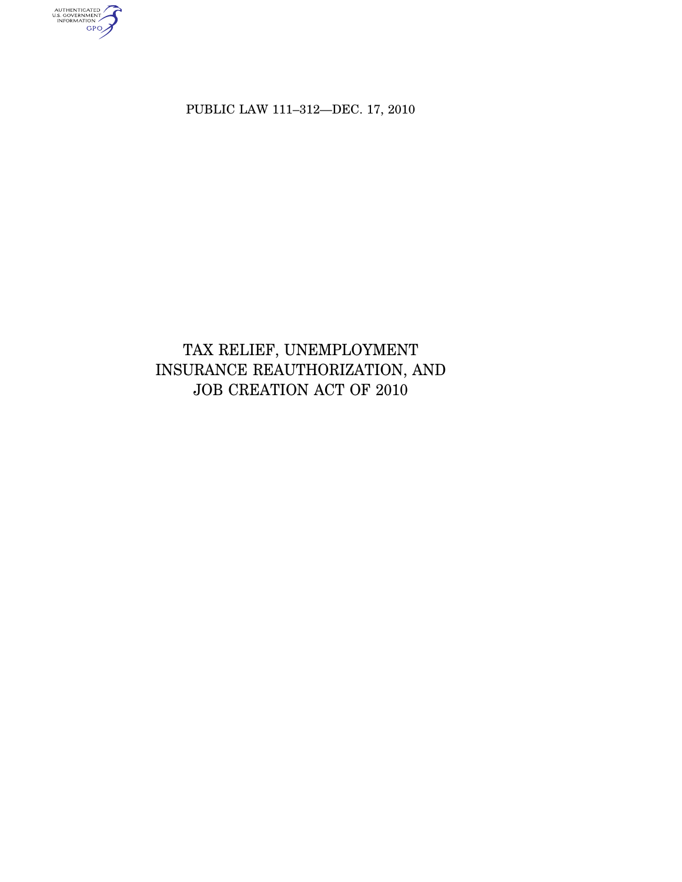PUBLIC LAW 111–312—DEC. 17, 2010

# TAX RELIEF, UNEMPLOYMENT INSURANCE REAUTHORIZATION, AND JOB CREATION ACT OF 2010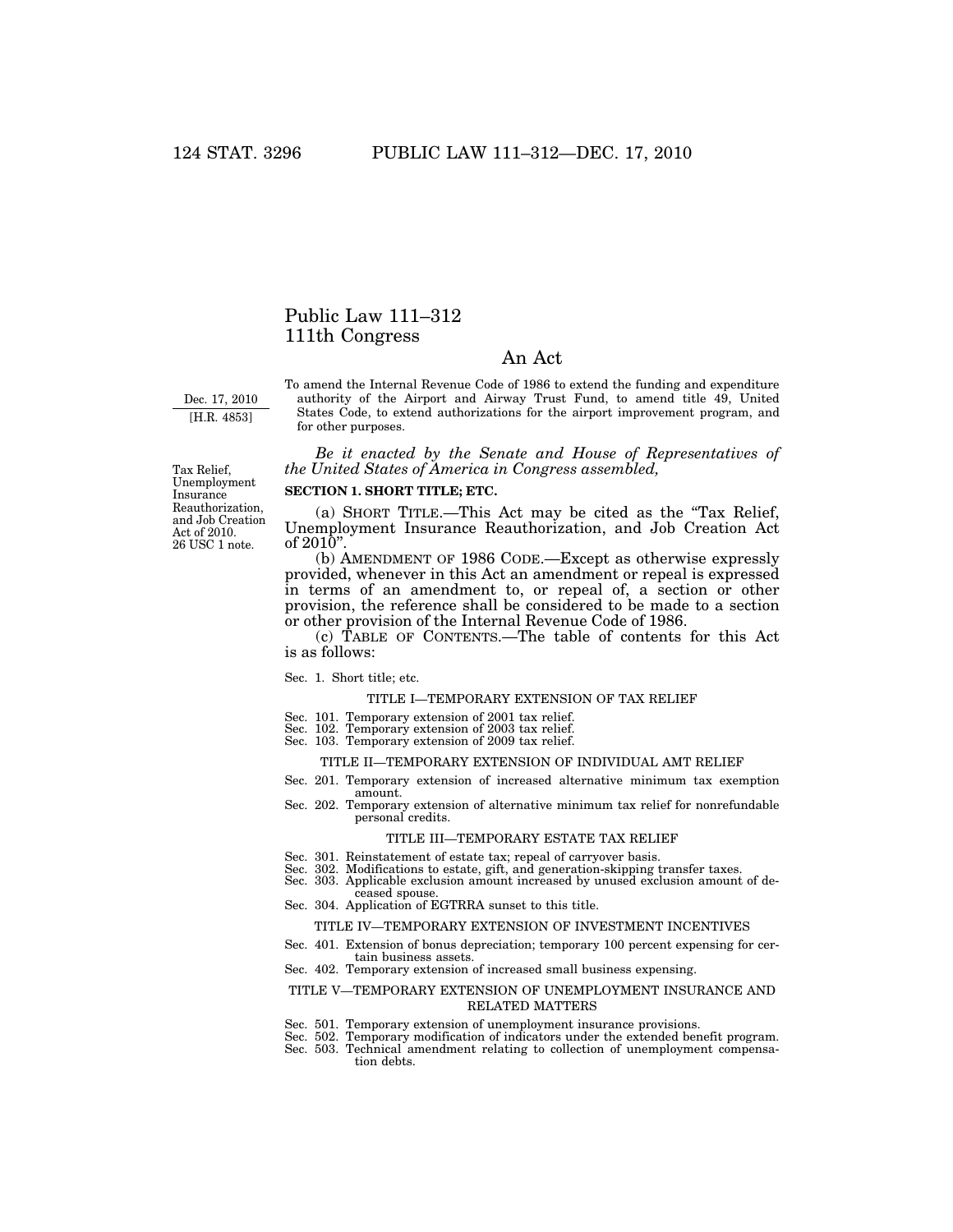# Public Law 111–312
# 111th Congress

## An Act

Dec. 17, 2010
[H.R. 4853]

To amend the Internal Revenue Code of 1986 to extend the funding and expenditure authority of the Airport and Airway Trust Fund, to amend title 49, United States Code, to extend authorizations for the airport improvement program, and for other purposes.

*Be it enacted by the Senate and House of Representatives of the United States of America in Congress assembled,*

Tax Relief, Unemployment Insurance Reauthorization, and Job Creation Act of 2010.
26 USC 1 note.

**SECTION 1. SHORT TITLE; ETC.**

(a) SHORT TITLE.—This Act may be cited as the "Tax Relief, Unemployment Insurance Reauthorization, and Job Creation Act of 2010".

(b) AMENDMENT OF 1986 CODE.—Except as otherwise expressly provided, whenever in this Act an amendment or repeal is expressed in terms of an amendment to, or repeal of, a section or other provision, the reference shall be considered to be made to a section or other provision of the Internal Revenue Code of 1986.

(c) TABLE OF CONTENTS.—The table of contents for this Act is as follows:

Sec. 1. Short title; etc.

TITLE I—TEMPORARY EXTENSION OF TAX RELIEF

Sec. 101. Temporary extension of 2001 tax relief.
Sec. 102. Temporary extension of 2003 tax relief.
Sec. 103. Temporary extension of 2009 tax relief.

TITLE II—TEMPORARY EXTENSION OF INDIVIDUAL AMT RELIEF

Sec. 201. Temporary extension of increased alternative minimum tax exemption amount.
Sec. 202. Temporary extension of alternative minimum tax relief for nonrefundable personal credits.

TITLE III—TEMPORARY ESTATE TAX RELIEF

Sec. 301. Reinstatement of estate tax; repeal of carryover basis.
Sec. 302. Modifications to estate, gift, and generation-skipping transfer taxes.
Sec. 303. Applicable exclusion amount increased by unused exclusion amount of deceased spouse.
Sec. 304. Application of EGTRRA sunset to this title.

TITLE IV—TEMPORARY EXTENSION OF INVESTMENT INCENTIVES

Sec. 401. Extension of bonus depreciation; temporary 100 percent expensing for certain business assets.
Sec. 402. Temporary extension of increased small business expensing.

TITLE V—TEMPORARY EXTENSION OF UNEMPLOYMENT INSURANCE AND RELATED MATTERS

Sec. 501. Temporary extension of unemployment insurance provisions.
Sec. 502. Temporary modification of indicators under the extended benefit program.
Sec. 503. Technical amendment relating to collection of unemployment compensation debts.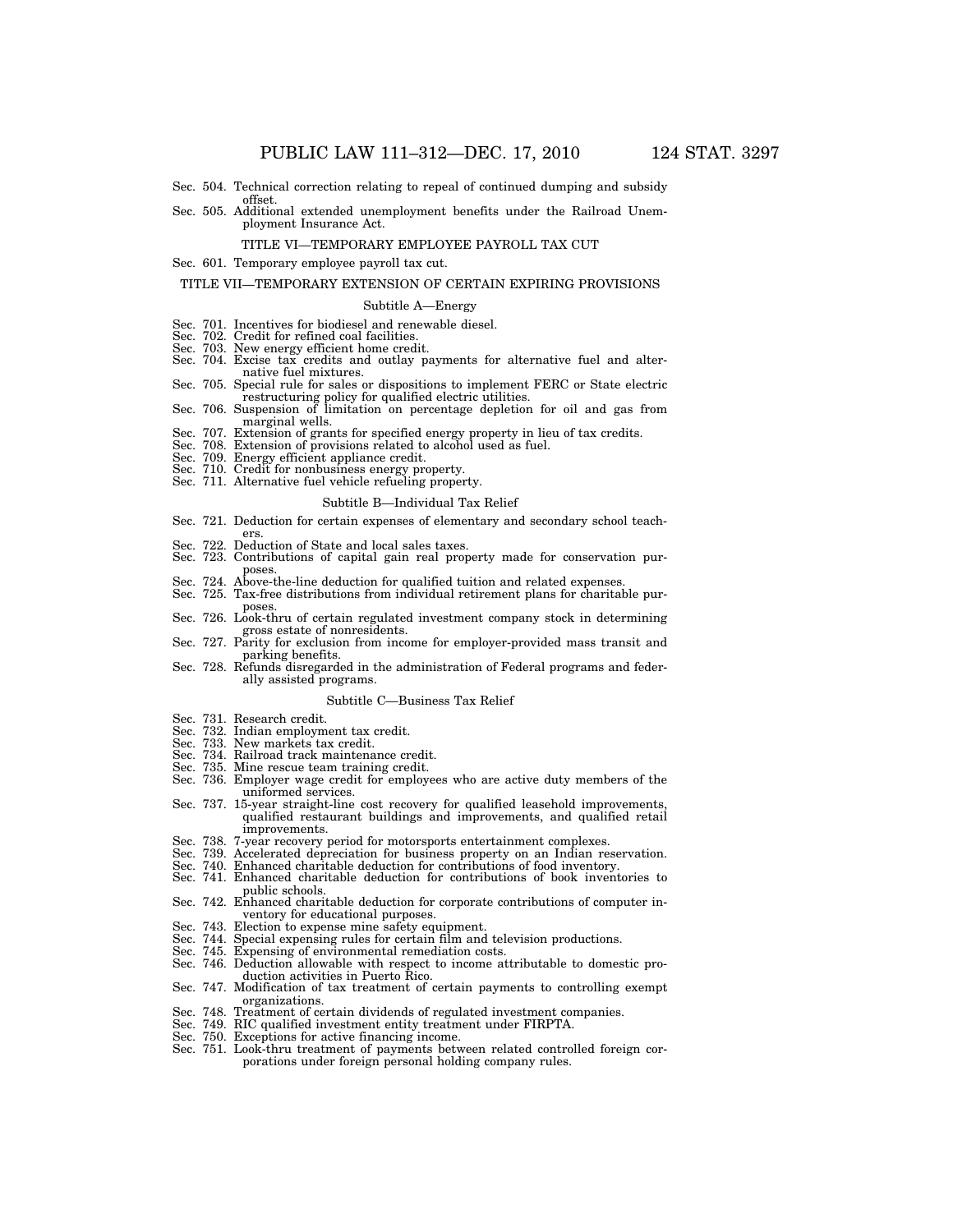Sec. 504. Technical correction relating to repeal of continued dumping and subsidy offset.
Sec. 505. Additional extended unemployment benefits under the Railroad Unemployment Insurance Act.

TITLE VI—TEMPORARY EMPLOYEE PAYROLL TAX CUT

Sec. 601. Temporary employee payroll tax cut.

TITLE VII—TEMPORARY EXTENSION OF CERTAIN EXPIRING PROVISIONS

Subtitle A—Energy

Sec. 701. Incentives for biodiesel and renewable diesel.
Sec. 702. Credit for refined coal facilities.
Sec. 703. New energy efficient home credit.
Sec. 704. Excise tax credits and outlay payments for alternative fuel and alternative fuel mixtures.
Sec. 705. Special rule for sales or dispositions to implement FERC or State electric restructuring policy for qualified electric utilities.
Sec. 706. Suspension of limitation on percentage depletion for oil and gas from marginal wells.
Sec. 707. Extension of grants for specified energy property in lieu of tax credits.
Sec. 708. Extension of provisions related to alcohol used as fuel.
Sec. 709. Energy efficient appliance credit.
Sec. 710. Credit for nonbusiness energy property.
Sec. 711. Alternative fuel vehicle refueling property.

Subtitle B—Individual Tax Relief

Sec. 721. Deduction for certain expenses of elementary and secondary school teachers.
Sec. 722. Deduction of State and local sales taxes.
Sec. 723. Contributions of capital gain real property made for conservation purposes.
Sec. 724. Above-the-line deduction for qualified tuition and related expenses.
Sec. 725. Tax-free distributions from individual retirement plans for charitable purposes.
Sec. 726. Look-thru of certain regulated investment company stock in determining gross estate of nonresidents.
Sec. 727. Parity for exclusion from income for employer-provided mass transit and parking benefits.
Sec. 728. Refunds disregarded in the administration of Federal programs and federally assisted programs.

Subtitle C—Business Tax Relief

Sec. 731. Research credit.
Sec. 732. Indian employment tax credit.
Sec. 733. New markets tax credit.
Sec. 734. Railroad track maintenance credit.
Sec. 735. Mine rescue team training credit.
Sec. 736. Employer wage credit for employees who are active duty members of the uniformed services.
Sec. 737. 15-year straight-line cost recovery for qualified leasehold improvements, qualified restaurant buildings and improvements, and qualified retail improvements.
Sec. 738. 7-year recovery period for motorsports entertainment complexes.
Sec. 739. Accelerated depreciation for business property on an Indian reservation.
Sec. 740. Enhanced charitable deduction for contributions of food inventory.
Sec. 741. Enhanced charitable deduction for contributions of book inventories to public schools.
Sec. 742. Enhanced charitable deduction for corporate contributions of computer inventory for educational purposes.
Sec. 743. Election to expense mine safety equipment.
Sec. 744. Special expensing rules for certain film and television productions.
Sec. 745. Expensing of environmental remediation costs.
Sec. 746. Deduction allowable with respect to income attributable to domestic production activities in Puerto Rico.
Sec. 747. Modification of tax treatment of certain payments to controlling exempt organizations.
Sec. 748. Treatment of certain dividends of regulated investment companies.
Sec. 749. RIC qualified investment entity treatment under FIRPTA.
Sec. 750. Exceptions for active financing income.
Sec. 751. Look-thru treatment of payments between related controlled foreign corporations under foreign personal holding company rules.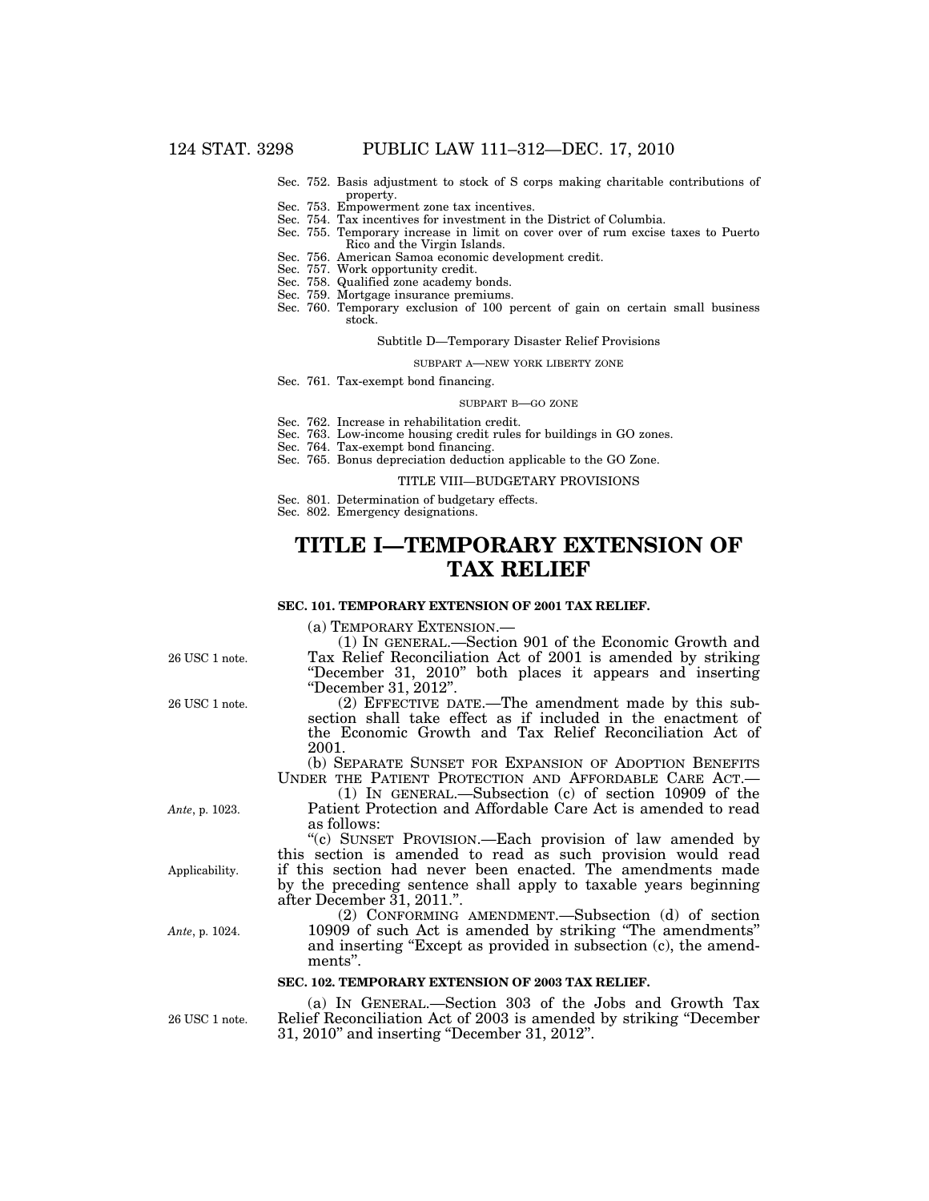Sec. 752. Basis adjustment to stock of S corps making charitable contributions of property.
Sec. 753. Empowerment zone tax incentives.
Sec. 754. Tax incentives for investment in the District of Columbia.
Sec. 755. Temporary increase in limit on cover over of rum excise taxes to Puerto Rico and the Virgin Islands.
Sec. 756. American Samoa economic development credit.
Sec. 757. Work opportunity credit.
Sec. 758. Qualified zone academy bonds.
Sec. 759. Mortgage insurance premiums.
Sec. 760. Temporary exclusion of 100 percent of gain on certain small business stock.

Subtitle D—Temporary Disaster Relief Provisions

SUBPART A—NEW YORK LIBERTY ZONE

Sec. 761. Tax-exempt bond financing.

SUBPART B—GO ZONE

Sec. 762. Increase in rehabilitation credit.
Sec. 763. Low-income housing credit rules for buildings in GO zones.
Sec. 764. Tax-exempt bond financing.
Sec. 765. Bonus depreciation deduction applicable to the GO Zone.

TITLE VIII—BUDGETARY PROVISIONS

Sec. 801. Determination of budgetary effects.
Sec. 802. Emergency designations.

# TITLE I—TEMPORARY EXTENSION OF TAX RELIEF

### SEC. 101. TEMPORARY EXTENSION OF 2001 TAX RELIEF.

(a) TEMPORARY EXTENSION.—

(1) IN GENERAL.—Section 901 of the Economic Growth and Tax Relief Reconciliation Act of 2001 is amended by striking "December 31, 2010" both places it appears and inserting "December 31, 2012". *26 USC 1 note.*

(2) EFFECTIVE DATE.—The amendment made by this subsection shall take effect as if included in the enactment of the Economic Growth and Tax Relief Reconciliation Act of 2001. *26 USC 1 note.*

(b) SEPARATE SUNSET FOR EXPANSION OF ADOPTION BENEFITS UNDER THE PATIENT PROTECTION AND AFFORDABLE CARE ACT.—

(1) IN GENERAL.—Subsection (c) of section 10909 of the Patient Protection and Affordable Care Act is amended to read as follows: *Ante, p. 1023.*

"(c) SUNSET PROVISION.—Each provision of law amended by this section is amended to read as such provision would read if this section had never been enacted. The amendments made by the preceding sentence shall apply to taxable years beginning after December 31, 2011.". *Applicability.*

(2) CONFORMING AMENDMENT.—Subsection (d) of section 10909 of such Act is amended by striking "The amendments" and inserting "Except as provided in subsection (c), the amendments". *Ante, p. 1024.*

### SEC. 102. TEMPORARY EXTENSION OF 2003 TAX RELIEF.

(a) IN GENERAL.—Section 303 of the Jobs and Growth Tax Relief Reconciliation Act of 2003 is amended by striking "December 31, 2010" and inserting "December 31, 2012". *26 USC 1 note.*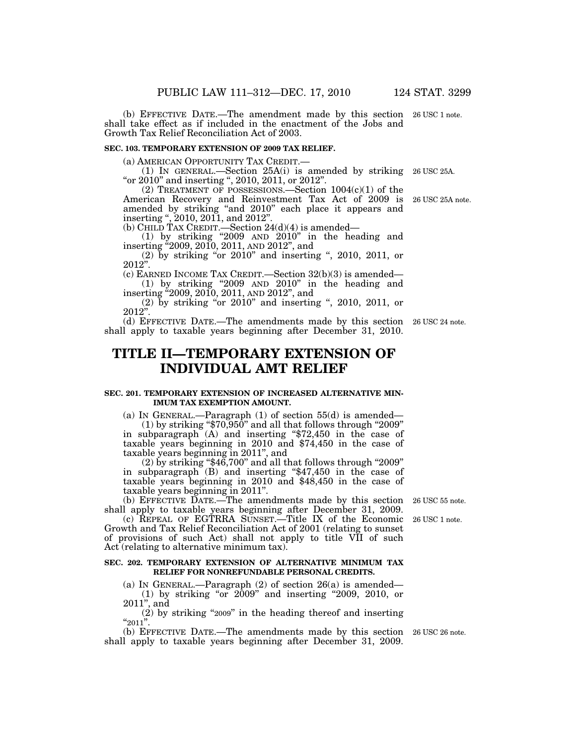(b) EFFECTIVE DATE.—The amendment made by this section shall take effect as if included in the enactment of the Jobs and Growth Tax Relief Reconciliation Act of 2003.

26 USC 1 note.

**SEC. 103. TEMPORARY EXTENSION OF 2009 TAX RELIEF.**

(a) AMERICAN OPPORTUNITY TAX CREDIT.—

(1) IN GENERAL.—Section 25A(i) is amended by striking "or 2010" and inserting ", 2010, 2011, or 2012".

26 USC 25A.

(2) TREATMENT OF POSSESSIONS.—Section 1004(c)(1) of the American Recovery and Reinvestment Tax Act of 2009 is amended by striking "and 2010" each place it appears and inserting ", 2010, 2011, and 2012".

26 USC 25A note.

(b) CHILD TAX CREDIT.—Section 24(d)(4) is amended—

(1) by striking "2009 AND 2010" in the heading and inserting "2009, 2010, 2011, AND 2012", and

(2) by striking "or 2010" and inserting ", 2010, 2011, or 2012".

(c) EARNED INCOME TAX CREDIT.—Section 32(b)(3) is amended—

(1) by striking "2009 AND 2010" in the heading and inserting "2009, 2010, 2011, AND 2012", and

(2) by striking "or 2010" and inserting ", 2010, 2011, or 2012".

(d) EFFECTIVE DATE.—The amendments made by this section shall apply to taxable years beginning after December 31, 2010.

26 USC 24 note.

# TITLE II—TEMPORARY EXTENSION OF INDIVIDUAL AMT RELIEF

**SEC. 201. TEMPORARY EXTENSION OF INCREASED ALTERNATIVE MINIMUM TAX EXEMPTION AMOUNT.**

(a) IN GENERAL.—Paragraph (1) of section 55(d) is amended—

(1) by striking "$70,950" and all that follows through "2009" in subparagraph (A) and inserting "$72,450 in the case of taxable years beginning in 2010 and $74,450 in the case of taxable years beginning in 2011", and

(2) by striking "$46,700" and all that follows through "2009" in subparagraph (B) and inserting "$47,450 in the case of taxable years beginning in 2010 and $48,450 in the case of taxable years beginning in 2011".

(b) EFFECTIVE DATE.—The amendments made by this section shall apply to taxable years beginning after December 31, 2009.

26 USC 55 note.

(c) REPEAL OF EGTRRA SUNSET.—Title IX of the Economic Growth and Tax Relief Reconciliation Act of 2001 (relating to sunset of provisions of such Act) shall not apply to title VII of such Act (relating to alternative minimum tax).

26 USC 1 note.

**SEC. 202. TEMPORARY EXTENSION OF ALTERNATIVE MINIMUM TAX RELIEF FOR NONREFUNDABLE PERSONAL CREDITS.**

(a) IN GENERAL.—Paragraph (2) of section 26(a) is amended—

(1) by striking "or 2009" and inserting "2009, 2010, or 2011", and

(2) by striking "2009" in the heading thereof and inserting "2011".

(b) EFFECTIVE DATE.—The amendments made by this section shall apply to taxable years beginning after December 31, 2009.

26 USC 26 note.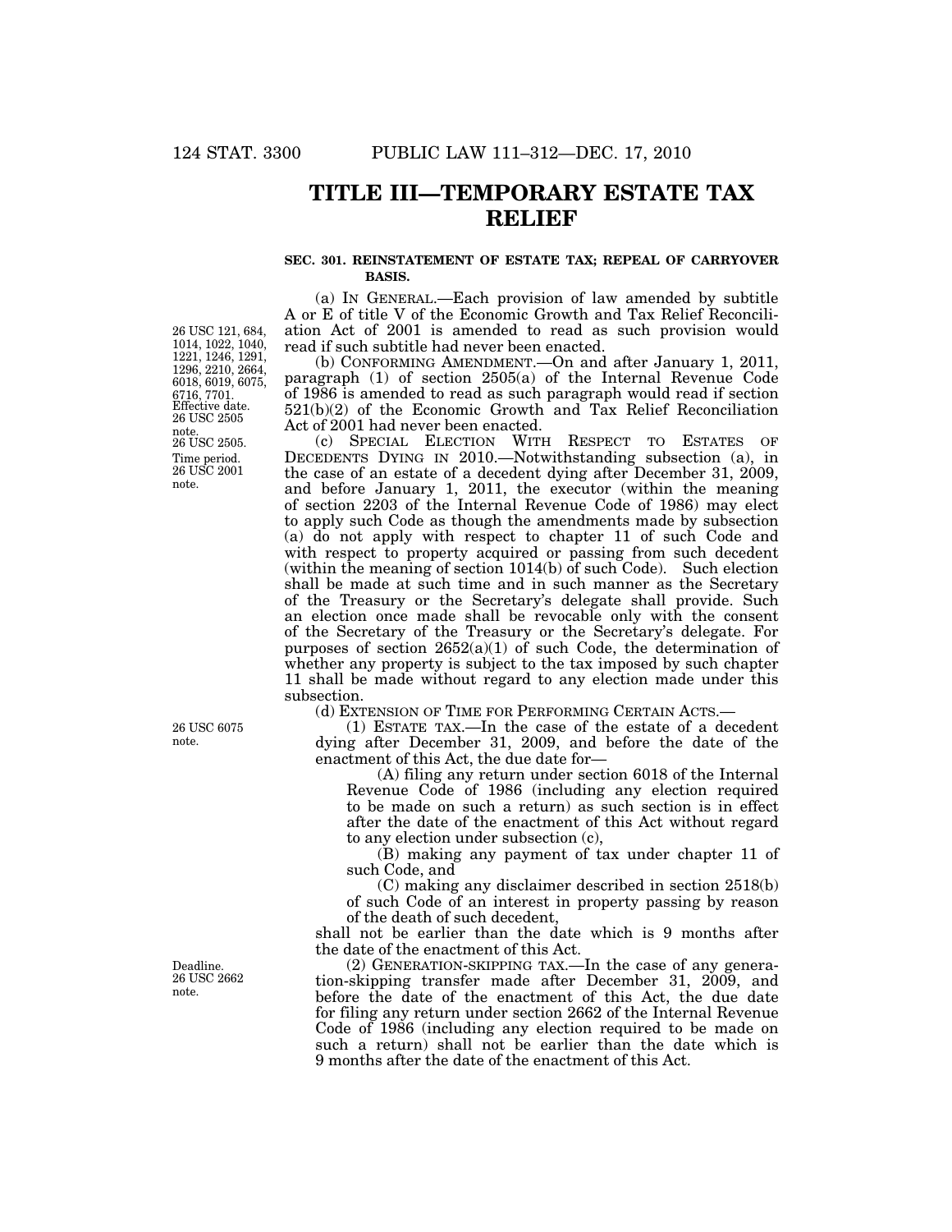# TITLE III—TEMPORARY ESTATE TAX RELIEF

**SEC. 301. REINSTATEMENT OF ESTATE TAX; REPEAL OF CARRYOVER BASIS.**

(a) IN GENERAL.—Each provision of law amended by subtitle A or E of title V of the Economic Growth and Tax Relief Reconciliation Act of 2001 is amended to read as such provision would read if such subtitle had never been enacted.

(b) CONFORMING AMENDMENT.—On and after January 1, 2011, paragraph (1) of section 2505(a) of the Internal Revenue Code of 1986 is amended to read as such paragraph would read if section 521(b)(2) of the Economic Growth and Tax Relief Reconciliation Act of 2001 had never been enacted.

(c) SPECIAL ELECTION WITH RESPECT TO ESTATES OF DECEDENTS DYING IN 2010.—Notwithstanding subsection (a), in the case of an estate of a decedent dying after December 31, 2009, and before January 1, 2011, the executor (within the meaning of section 2203 of the Internal Revenue Code of 1986) may elect to apply such Code as though the amendments made by subsection (a) do not apply with respect to chapter 11 of such Code and with respect to property acquired or passing from such decedent (within the meaning of section 1014(b) of such Code). Such election shall be made at such time and in such manner as the Secretary of the Treasury or the Secretary's delegate shall provide. Such an election once made shall be revocable only with the consent of the Secretary of the Treasury or the Secretary's delegate. For purposes of section 2652(a)(1) of such Code, the determination of whether any property is subject to the tax imposed by such chapter 11 shall be made without regard to any election made under this subsection.

(d) EXTENSION OF TIME FOR PERFORMING CERTAIN ACTS.—

(1) ESTATE TAX.—In the case of the estate of a decedent dying after December 31, 2009, and before the date of the enactment of this Act, the due date for—

(A) filing any return under section 6018 of the Internal Revenue Code of 1986 (including any election required to be made on such a return) as such section is in effect after the date of the enactment of this Act without regard to any election under subsection (c),

(B) making any payment of tax under chapter 11 of such Code, and

(C) making any disclaimer described in section 2518(b) of such Code of an interest in property passing by reason of the death of such decedent,

shall not be earlier than the date which is 9 months after the date of the enactment of this Act.

(2) GENERATION-SKIPPING TAX.—In the case of any generation-skipping transfer made after December 31, 2009, and before the date of the enactment of this Act, the due date for filing any return under section 2662 of the Internal Revenue Code of 1986 (including any election required to be made on such a return) shall not be earlier than the date which is 9 months after the date of the enactment of this Act.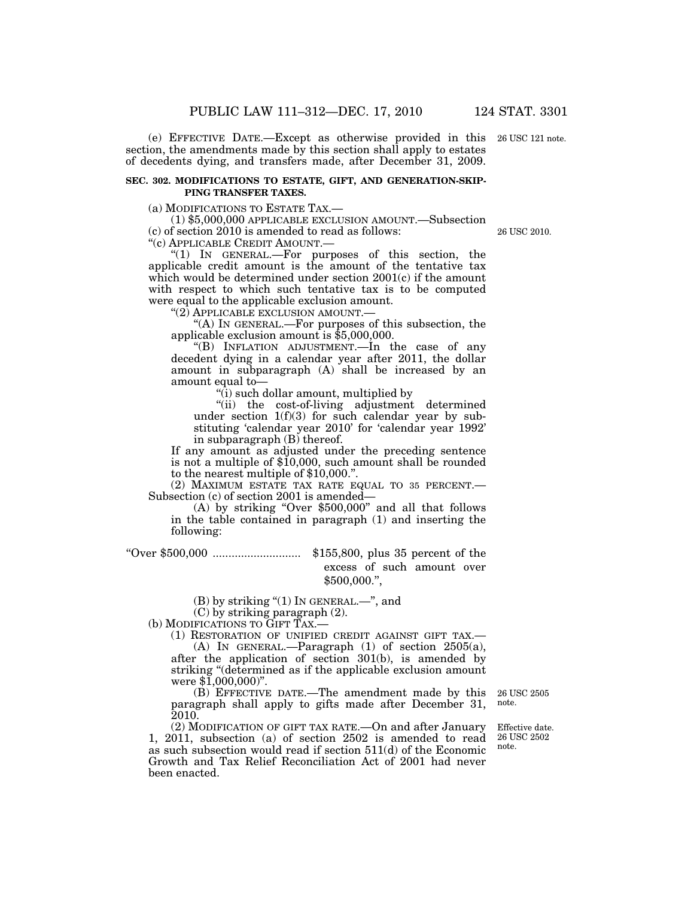(e) EFFECTIVE DATE.—Except as otherwise provided in this section, the amendments made by this section shall apply to estates of decedents dying, and transfers made, after December 31, 2009.

26 USC 121 note.

**SEC. 302. MODIFICATIONS TO ESTATE, GIFT, AND GENERATION-SKIPPING TRANSFER TAXES.**

(a) MODIFICATIONS TO ESTATE TAX.—

(1) $5,000,000 APPLICABLE EXCLUSION AMOUNT.—Subsection (c) of section 2010 is amended to read as follows:

26 USC 2010.

"(c) APPLICABLE CREDIT AMOUNT.—

"(1) IN GENERAL.—For purposes of this section, the applicable credit amount is the amount of the tentative tax which would be determined under section 2001(c) if the amount with respect to which such tentative tax is to be computed were equal to the applicable exclusion amount.

"(2) APPLICABLE EXCLUSION AMOUNT.—

"(A) IN GENERAL.—For purposes of this subsection, the applicable exclusion amount is $5,000,000.

"(B) INFLATION ADJUSTMENT.—In the case of any decedent dying in a calendar year after 2011, the dollar amount in subparagraph (A) shall be increased by an amount equal to—

"(i) such dollar amount, multiplied by

"(ii) the cost-of-living adjustment determined under section 1(f)(3) for such calendar year by substituting 'calendar year 2010' for 'calendar year 1992' in subparagraph (B) thereof.

If any amount as adjusted under the preceding sentence is not a multiple of $10,000, such amount shall be rounded to the nearest multiple of $10,000.".

(2) MAXIMUM ESTATE TAX RATE EQUAL TO 35 PERCENT.—Subsection (c) of section 2001 is amended—

(A) by striking "Over $500,000" and all that follows in the table contained in paragraph (1) and inserting the following:

"Over $500,000 ........................... $155,800, plus 35 percent of the excess of such amount over $500,000.",

(B) by striking "(1) IN GENERAL.—", and

(C) by striking paragraph (2).

(b) MODIFICATIONS TO GIFT TAX.—

(1) RESTORATION OF UNIFIED CREDIT AGAINST GIFT TAX.—

(A) IN GENERAL.—Paragraph (1) of section 2505(a), after the application of section 301(b), is amended by striking "(determined as if the applicable exclusion amount were $1,000,000)".

(B) EFFECTIVE DATE.—The amendment made by this paragraph shall apply to gifts made after December 31, 2010.

26 USC 2505 note.

(2) MODIFICATION OF GIFT TAX RATE.—On and after January 1, 2011, subsection (a) of section 2502 is amended to read as such subsection would read if section 511(d) of the Economic Growth and Tax Relief Reconciliation Act of 2001 had never been enacted.

Effective date. 26 USC 2502 note.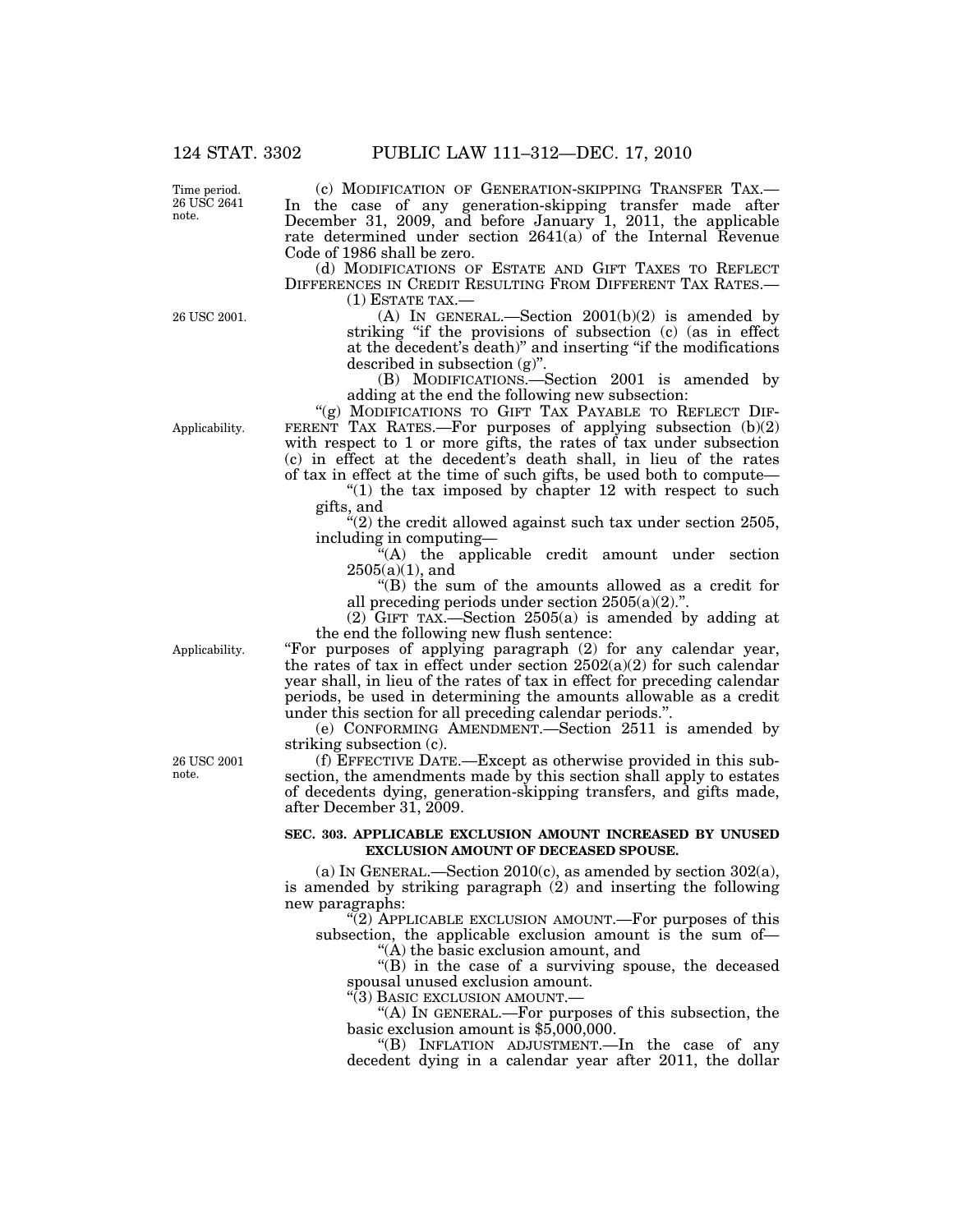(c) MODIFICATION OF GENERATION-SKIPPING TRANSFER TAX.— In the case of any generation-skipping transfer made after December 31, 2009, and before January 1, 2011, the applicable rate determined under section 2641(a) of the Internal Revenue Code of 1986 shall be zero.

(d) MODIFICATIONS OF ESTATE AND GIFT TAXES TO REFLECT DIFFERENCES IN CREDIT RESULTING FROM DIFFERENT TAX RATES.—

(1) ESTATE TAX.—

(A) IN GENERAL.—Section 2001(b)(2) is amended by striking "if the provisions of subsection (c) (as in effect at the decedent's death)" and inserting "if the modifications described in subsection (g)".

(B) MODIFICATIONS.—Section 2001 is amended by adding at the end the following new subsection:

"(g) MODIFICATIONS TO GIFT TAX PAYABLE TO REFLECT DIFFERENT TAX RATES.—For purposes of applying subsection (b)(2) with respect to 1 or more gifts, the rates of tax under subsection (c) in effect at the decedent's death shall, in lieu of the rates of tax in effect at the time of such gifts, be used both to compute—

"(1) the tax imposed by chapter 12 with respect to such gifts, and

"(2) the credit allowed against such tax under section 2505, including in computing—

"(A) the applicable credit amount under section 2505(a)(1), and

"(B) the sum of the amounts allowed as a credit for all preceding periods under section 2505(a)(2).".

(2) GIFT TAX.—Section 2505(a) is amended by adding at the end the following new flush sentence:

"For purposes of applying paragraph (2) for any calendar year, the rates of tax in effect under section 2502(a)(2) for such calendar year shall, in lieu of the rates of tax in effect for preceding calendar periods, be used in determining the amounts allowable as a credit under this section for all preceding calendar periods.".

(e) CONFORMING AMENDMENT.—Section 2511 is amended by striking subsection (c).

(f) EFFECTIVE DATE.—Except as otherwise provided in this subsection, the amendments made by this section shall apply to estates of decedents dying, generation-skipping transfers, and gifts made, after December 31, 2009.

**SEC. 303. APPLICABLE EXCLUSION AMOUNT INCREASED BY UNUSED EXCLUSION AMOUNT OF DECEASED SPOUSE.**

(a) IN GENERAL.—Section 2010(c), as amended by section 302(a), is amended by striking paragraph (2) and inserting the following new paragraphs:

"(2) APPLICABLE EXCLUSION AMOUNT.—For purposes of this subsection, the applicable exclusion amount is the sum of—

"(A) the basic exclusion amount, and

"(B) in the case of a surviving spouse, the deceased spousal unused exclusion amount.

"(3) BASIC EXCLUSION AMOUNT.—

"(A) IN GENERAL.—For purposes of this subsection, the basic exclusion amount is $5,000,000.

"(B) INFLATION ADJUSTMENT.—In the case of any decedent dying in a calendar year after 2011, the dollar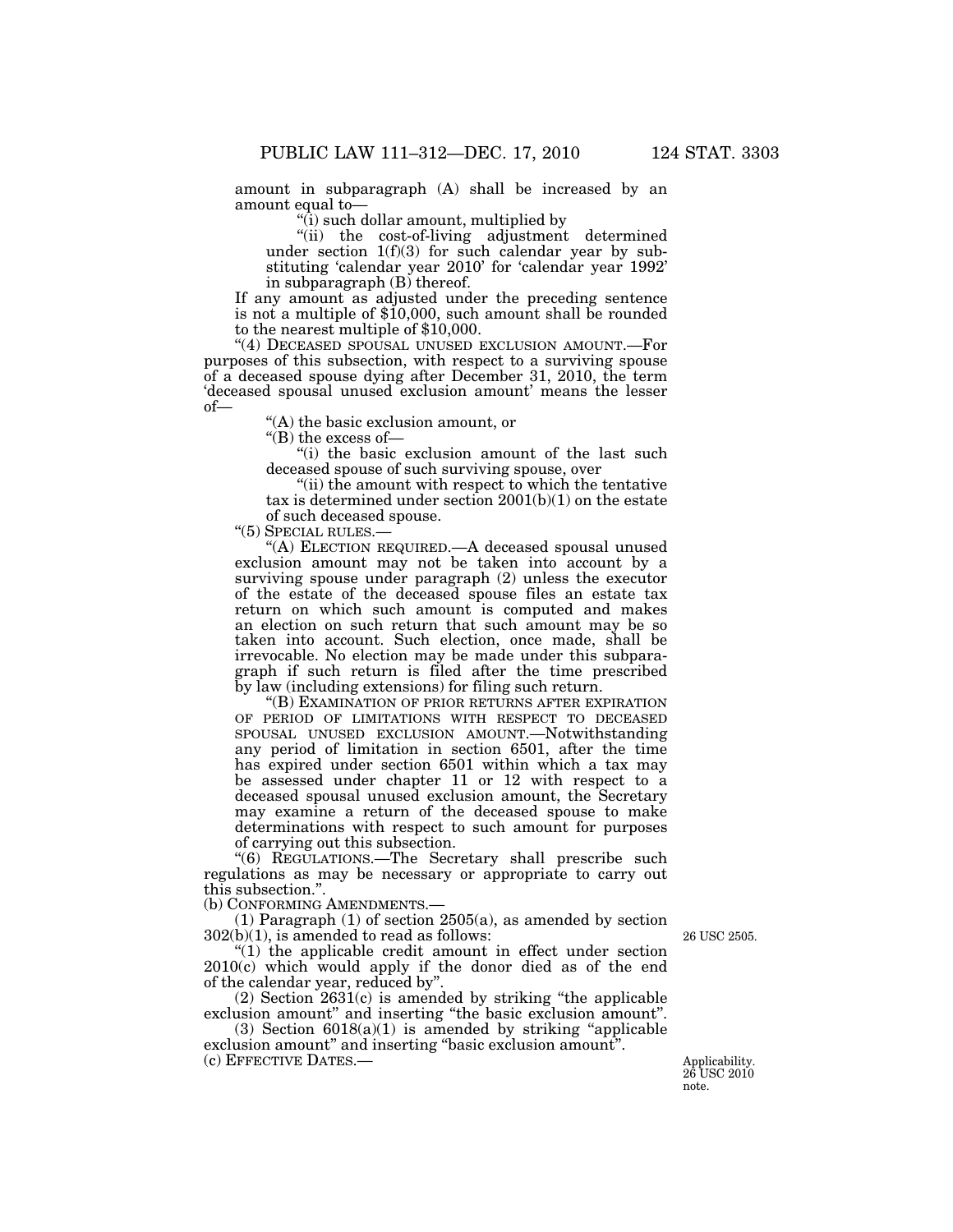amount in subparagraph (A) shall be increased by an amount equal to—

"(i) such dollar amount, multiplied by

"(ii) the cost-of-living adjustment determined under section 1(f)(3) for such calendar year by substituting 'calendar year 2010' for 'calendar year 1992' in subparagraph (B) thereof.

If any amount as adjusted under the preceding sentence is not a multiple of $10,000, such amount shall be rounded to the nearest multiple of $10,000.

"(4) DECEASED SPOUSAL UNUSED EXCLUSION AMOUNT.—For purposes of this subsection, with respect to a surviving spouse of a deceased spouse dying after December 31, 2010, the term 'deceased spousal unused exclusion amount' means the lesser of—

"(A) the basic exclusion amount, or

"(B) the excess of—

"(i) the basic exclusion amount of the last such deceased spouse of such surviving spouse, over

"(ii) the amount with respect to which the tentative tax is determined under section 2001(b)(1) on the estate of such deceased spouse.

"(5) SPECIAL RULES.—

"(A) ELECTION REQUIRED.—A deceased spousal unused exclusion amount may not be taken into account by a surviving spouse under paragraph (2) unless the executor of the estate of the deceased spouse files an estate tax return on which such amount is computed and makes an election on such return that such amount may be so taken into account. Such election, once made, shall be irrevocable. No election may be made under this subparagraph if such return is filed after the time prescribed by law (including extensions) for filing such return.

"(B) EXAMINATION OF PRIOR RETURNS AFTER EXPIRATION OF PERIOD OF LIMITATIONS WITH RESPECT TO DECEASED SPOUSAL UNUSED EXCLUSION AMOUNT.—Notwithstanding any period of limitation in section 6501, after the time has expired under section 6501 within which a tax may be assessed under chapter 11 or 12 with respect to a deceased spousal unused exclusion amount, the Secretary may examine a return of the deceased spouse to make determinations with respect to such amount for purposes of carrying out this subsection.

"(6) REGULATIONS.—The Secretary shall prescribe such regulations as may be necessary or appropriate to carry out this subsection.".

(b) CONFORMING AMENDMENTS.—

(1) Paragraph (1) of section 2505(a), as amended by section 302(b)(1), is amended to read as follows:

26 USC 2505.

"(1) the applicable credit amount in effect under section 2010(c) which would apply if the donor died as of the end of the calendar year, reduced by".

(2) Section 2631(c) is amended by striking "the applicable exclusion amount" and inserting "the basic exclusion amount".

(3) Section 6018(a)(1) is amended by striking "applicable exclusion amount" and inserting "basic exclusion amount".

(c) EFFECTIVE DATES.—

Applicability. 26 USC 2010 note.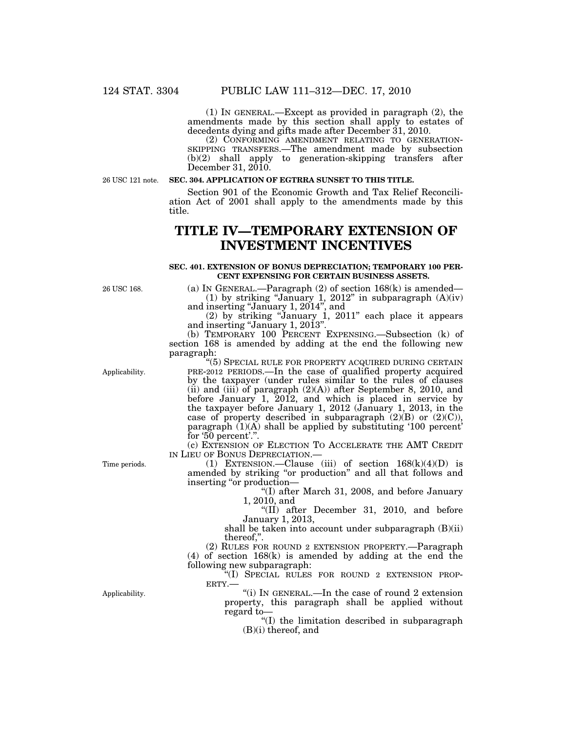(1) IN GENERAL.—Except as provided in paragraph (2), the amendments made by this section shall apply to estates of decedents dying and gifts made after December 31, 2010.

(2) CONFORMING AMENDMENT RELATING TO GENERATION-SKIPPING TRANSFERS.—The amendment made by subsection (b)(2) shall apply to generation-skipping transfers after December 31, 2010.

26 USC 121 note.

**SEC. 304. APPLICATION OF EGTRRA SUNSET TO THIS TITLE.**

Section 901 of the Economic Growth and Tax Relief Reconciliation Act of 2001 shall apply to the amendments made by this title.

# TITLE IV—TEMPORARY EXTENSION OF INVESTMENT INCENTIVES

**SEC. 401. EXTENSION OF BONUS DEPRECIATION; TEMPORARY 100 PERCENT EXPENSING FOR CERTAIN BUSINESS ASSETS.**

26 USC 168.

(a) IN GENERAL.—Paragraph (2) of section 168(k) is amended—

(1) by striking "January 1, 2012" in subparagraph (A)(iv) and inserting "January 1, 2014", and

(2) by striking "January 1, 2011" each place it appears and inserting "January 1, 2013".

(b) TEMPORARY 100 PERCENT EXPENSING.—Subsection (k) of section 168 is amended by adding at the end the following new paragraph:

Applicability.

"(5) SPECIAL RULE FOR PROPERTY ACQUIRED DURING CERTAIN PRE-2012 PERIODS.—In the case of qualified property acquired by the taxpayer (under rules similar to the rules of clauses (ii) and (iii) of paragraph (2)(A)) after September 8, 2010, and before January 1, 2012, and which is placed in service by the taxpayer before January 1, 2012 (January 1, 2013, in the case of property described in subparagraph (2)(B) or (2)(C)), paragraph (1)(A) shall be applied by substituting '100 percent' for '50 percent'.".

(c) EXTENSION OF ELECTION TO ACCELERATE THE AMT CREDIT IN LIEU OF BONUS DEPRECIATION.—

Time periods.

(1) EXTENSION.—Clause (iii) of section 168(k)(4)(D) is amended by striking "or production" and all that follows and inserting "or production—

"(I) after March 31, 2008, and before January 1, 2010, and

"(II) after December 31, 2010, and before January 1, 2013,

shall be taken into account under subparagraph (B)(ii) thereof,".

(2) RULES FOR ROUND 2 EXTENSION PROPERTY.—Paragraph (4) of section 168(k) is amended by adding at the end the following new subparagraph:

"(I) SPECIAL RULES FOR ROUND 2 EXTENSION PROPERTY.—

Applicability.

"(i) IN GENERAL.—In the case of round 2 extension property, this paragraph shall be applied without regard to—

"(I) the limitation described in subparagraph (B)(i) thereof, and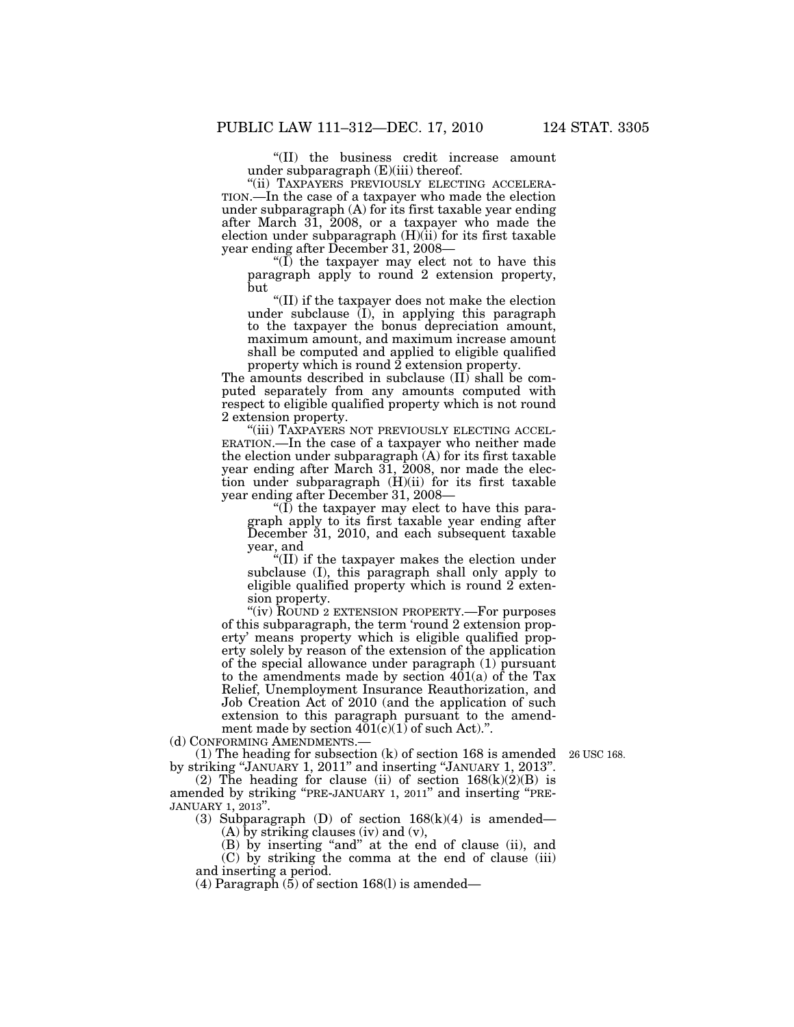"(II) the business credit increase amount under subparagraph (E)(iii) thereof.

"(ii) TAXPAYERS PREVIOUSLY ELECTING ACCELERATION.—In the case of a taxpayer who made the election under subparagraph (A) for its first taxable year ending after March 31, 2008, or a taxpayer who made the election under subparagraph (H)(ii) for its first taxable year ending after December 31, 2008—

"(I) the taxpayer may elect not to have this paragraph apply to round 2 extension property, but

"(II) if the taxpayer does not make the election under subclause (I), in applying this paragraph to the taxpayer the bonus depreciation amount, maximum amount, and maximum increase amount shall be computed and applied to eligible qualified property which is round 2 extension property.

The amounts described in subclause (II) shall be computed separately from any amounts computed with respect to eligible qualified property which is not round 2 extension property.

"(iii) TAXPAYERS NOT PREVIOUSLY ELECTING ACCELERATION.—In the case of a taxpayer who neither made the election under subparagraph (A) for its first taxable year ending after March 31, 2008, nor made the election under subparagraph (H)(ii) for its first taxable year ending after December 31, 2008—

"(I) the taxpayer may elect to have this paragraph apply to its first taxable year ending after December 31, 2010, and each subsequent taxable year, and

"(II) if the taxpayer makes the election under subclause (I), this paragraph shall only apply to eligible qualified property which is round 2 extension property.

"(iv) ROUND 2 EXTENSION PROPERTY.—For purposes of this subparagraph, the term 'round 2 extension property' means property which is eligible qualified property solely by reason of the extension of the application of the special allowance under paragraph (1) pursuant to the amendments made by section 401(a) of the Tax Relief, Unemployment Insurance Reauthorization, and Job Creation Act of 2010 (and the application of such extension to this paragraph pursuant to the amendment made by section 401(c)(1) of such Act).".

(d) CONFORMING AMENDMENTS.—

(1) The heading for subsection (k) of section 168 is amended by striking "JANUARY 1, 2011" and inserting "JANUARY 1, 2013". 26 USC 168.

(2) The heading for clause (ii) of section 168(k)(2)(B) is amended by striking "PRE-JANUARY 1, 2011" and inserting "PRE-JANUARY 1, 2013".

(3) Subparagraph (D) of section 168(k)(4) is amended—

(A) by striking clauses (iv) and (v),

(B) by inserting "and" at the end of clause (ii), and

(C) by striking the comma at the end of clause (iii) and inserting a period.

(4) Paragraph (5) of section 168(l) is amended—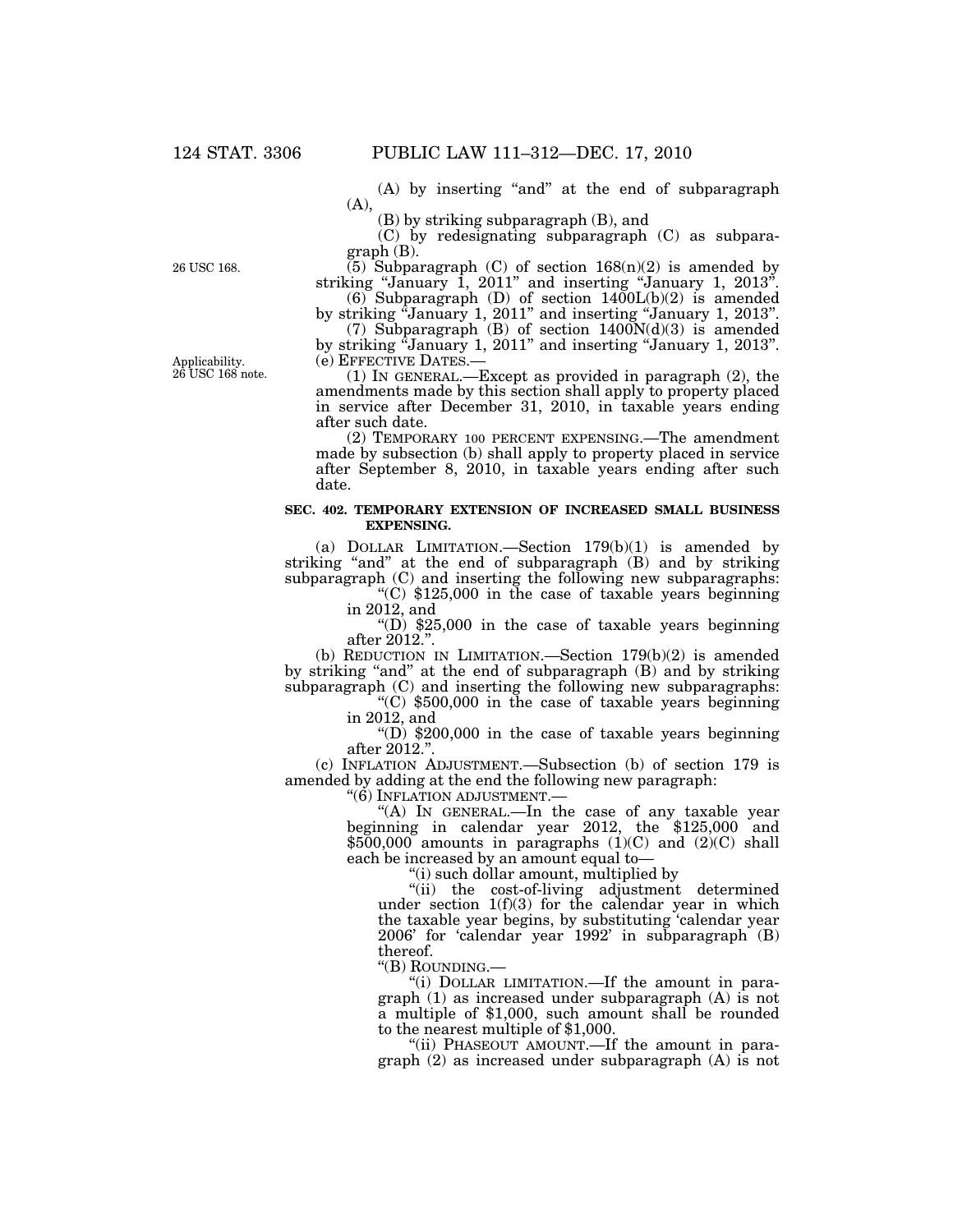(A) by inserting "and" at the end of subparagraph (A),

(B) by striking subparagraph (B), and

(C) by redesignating subparagraph (C) as subparagraph (B).

26 USC 168.

(5) Subparagraph (C) of section 168(n)(2) is amended by striking "January 1, 2011" and inserting "January 1, 2013".

(6) Subparagraph (D) of section 1400L(b)(2) is amended by striking "January 1, 2011" and inserting "January 1, 2013".

(7) Subparagraph (B) of section 1400N(d)(3) is amended by striking "January 1, 2011" and inserting "January 1, 2013".

Applicability. 26 USC 168 note.

(e) EFFECTIVE DATES.—

(1) IN GENERAL.—Except as provided in paragraph (2), the amendments made by this section shall apply to property placed in service after December 31, 2010, in taxable years ending after such date.

(2) TEMPORARY 100 PERCENT EXPENSING.—The amendment made by subsection (b) shall apply to property placed in service after September 8, 2010, in taxable years ending after such date.

**SEC. 402. TEMPORARY EXTENSION OF INCREASED SMALL BUSINESS EXPENSING.**

(a) DOLLAR LIMITATION.—Section 179(b)(1) is amended by striking "and" at the end of subparagraph (B) and by striking subparagraph (C) and inserting the following new subparagraphs:

"(C) $125,000 in the case of taxable years beginning in 2012, and

"(D) $25,000 in the case of taxable years beginning after 2012.".

(b) REDUCTION IN LIMITATION.—Section 179(b)(2) is amended by striking "and" at the end of subparagraph (B) and by striking subparagraph (C) and inserting the following new subparagraphs:

"(C) $500,000 in the case of taxable years beginning in 2012, and

"(D) $200,000 in the case of taxable years beginning after 2012.".

(c) INFLATION ADJUSTMENT.—Subsection (b) of section 179 is amended by adding at the end the following new paragraph:

"(6) INFLATION ADJUSTMENT.—

"(A) IN GENERAL.—In the case of any taxable year beginning in calendar year 2012, the $125,000 and $500,000 amounts in paragraphs (1)(C) and (2)(C) shall each be increased by an amount equal to—

"(i) such dollar amount, multiplied by

"(ii) the cost-of-living adjustment determined under section 1(f)(3) for the calendar year in which the taxable year begins, by substituting 'calendar year 2006' for 'calendar year 1992' in subparagraph (B) thereof.

"(B) ROUNDING.—

"(i) DOLLAR LIMITATION.—If the amount in paragraph (1) as increased under subparagraph (A) is not a multiple of $1,000, such amount shall be rounded to the nearest multiple of $1,000.

"(ii) PHASEOUT AMOUNT.—If the amount in paragraph (2) as increased under subparagraph (A) is not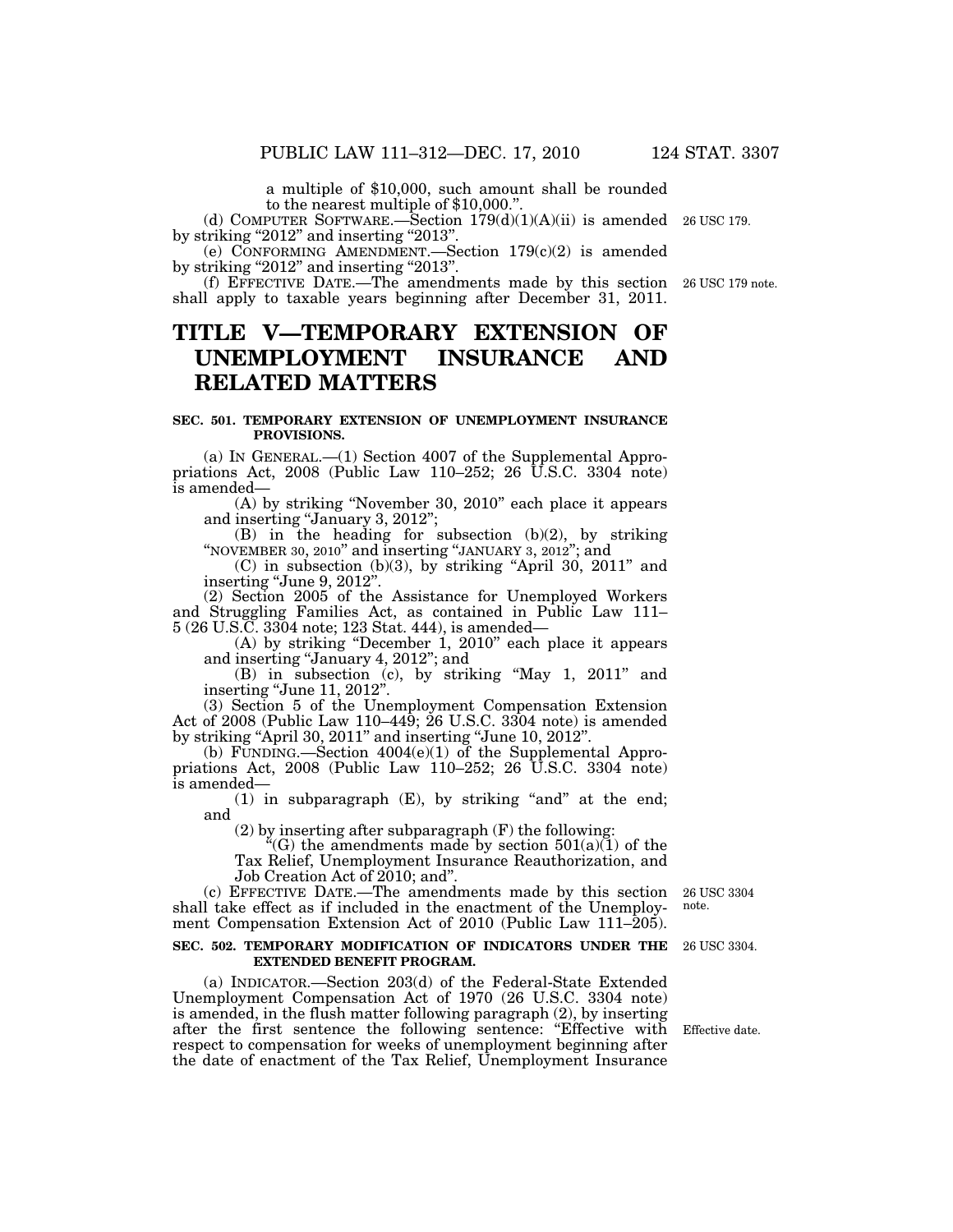a multiple of $10,000, such amount shall be rounded to the nearest multiple of $10,000.".

(d) COMPUTER SOFTWARE.—Section 179(d)(1)(A)(ii) is amended by striking "2012" and inserting "2013". 26 USC 179.

(e) CONFORMING AMENDMENT.—Section 179(c)(2) is amended by striking "2012" and inserting "2013".

(f) EFFECTIVE DATE.—The amendments made by this section shall apply to taxable years beginning after December 31, 2011. 26 USC 179 note.

# TITLE V—TEMPORARY EXTENSION OF UNEMPLOYMENT INSURANCE AND RELATED MATTERS

### SEC. 501. TEMPORARY EXTENSION OF UNEMPLOYMENT INSURANCE PROVISIONS.

(a) IN GENERAL.—(1) Section 4007 of the Supplemental Appropriations Act, 2008 (Public Law 110–252; 26 U.S.C. 3304 note) is amended—

(A) by striking "November 30, 2010" each place it appears and inserting "January 3, 2012";

(B) in the heading for subsection (b)(2), by striking "NOVEMBER 30, 2010" and inserting "JANUARY 3, 2012"; and

(C) in subsection (b)(3), by striking "April 30, 2011" and inserting "June 9, 2012".

(2) Section 2005 of the Assistance for Unemployed Workers and Struggling Families Act, as contained in Public Law 111–5 (26 U.S.C. 3304 note; 123 Stat. 444), is amended—

(A) by striking "December 1, 2010" each place it appears and inserting "January 4, 2012"; and

(B) in subsection (c), by striking "May 1, 2011" and inserting "June 11, 2012".

(3) Section 5 of the Unemployment Compensation Extension Act of 2008 (Public Law 110–449; 26 U.S.C. 3304 note) is amended by striking "April 30, 2011" and inserting "June 10, 2012".

(b) FUNDING.—Section 4004(e)(1) of the Supplemental Appropriations Act, 2008 (Public Law 110–252; 26 U.S.C. 3304 note) is amended—

(1) in subparagraph (E), by striking "and" at the end; and

(2) by inserting after subparagraph (F) the following:

"(G) the amendments made by section 501(a)(1) of the Tax Relief, Unemployment Insurance Reauthorization, and Job Creation Act of 2010; and".

(c) EFFECTIVE DATE.—The amendments made by this section shall take effect as if included in the enactment of the Unemployment Compensation Extension Act of 2010 (Public Law 111–205). 26 USC 3304 note.

### SEC. 502. TEMPORARY MODIFICATION OF INDICATORS UNDER THE EXTENDED BENEFIT PROGRAM.

26 USC 3304.

(a) INDICATOR.—Section 203(d) of the Federal-State Extended Unemployment Compensation Act of 1970 (26 U.S.C. 3304 note) is amended, in the flush matter following paragraph (2), by inserting after the first sentence the following sentence: "Effective with respect to compensation for weeks of unemployment beginning after the date of enactment of the Tax Relief, Unemployment Insurance Effective date.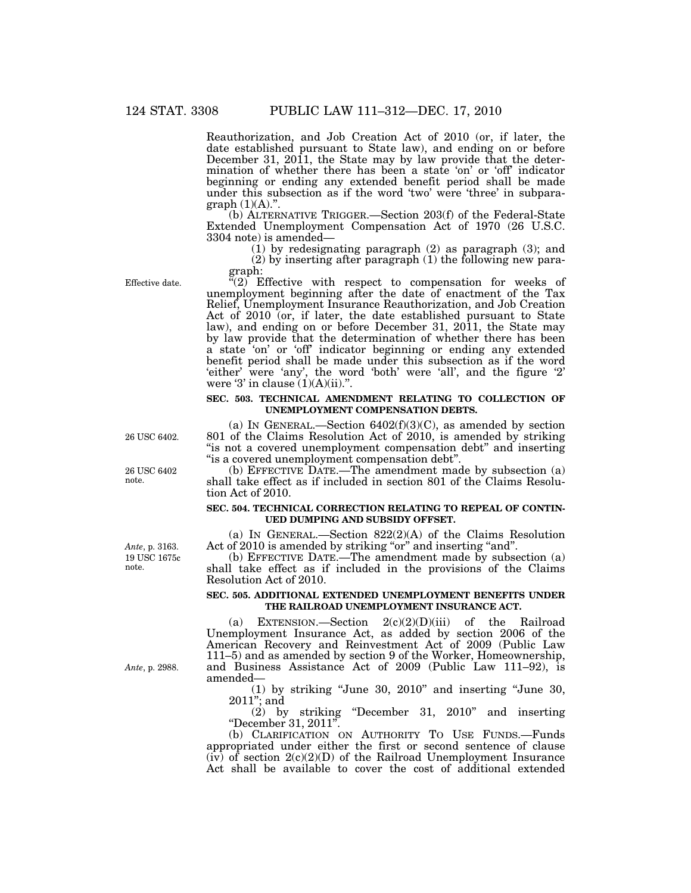Reauthorization, and Job Creation Act of 2010 (or, if later, the date established pursuant to State law), and ending on or before December 31, 2011, the State may by law provide that the determination of whether there has been a state 'on' or 'off' indicator beginning or ending any extended benefit period shall be made under this subsection as if the word 'two' were 'three' in subparagraph (1)(A).".

(b) ALTERNATIVE TRIGGER.—Section 203(f) of the Federal-State Extended Unemployment Compensation Act of 1970 (26 U.S.C. 3304 note) is amended—

(1) by redesignating paragraph (2) as paragraph (3); and

(2) by inserting after paragraph (1) the following new paragraph:

Effective date.

"(2) Effective with respect to compensation for weeks of unemployment beginning after the date of enactment of the Tax Relief, Unemployment Insurance Reauthorization, and Job Creation Act of 2010 (or, if later, the date established pursuant to State law), and ending on or before December 31, 2011, the State may by law provide that the determination of whether there has been a state 'on' or 'off' indicator beginning or ending any extended benefit period shall be made under this subsection as if the word 'either' were 'any', the word 'both' were 'all', and the figure '2' were '3' in clause (1)(A)(ii).".

**SEC. 503. TECHNICAL AMENDMENT RELATING TO COLLECTION OF UNEMPLOYMENT COMPENSATION DEBTS.**

26 USC 6402.

(a) IN GENERAL.—Section 6402(f)(3)(C), as amended by section 801 of the Claims Resolution Act of 2010, is amended by striking "is not a covered unemployment compensation debt" and inserting "is a covered unemployment compensation debt".

26 USC 6402 note.

(b) EFFECTIVE DATE.—The amendment made by subsection (a) shall take effect as if included in section 801 of the Claims Resolution Act of 2010.

**SEC. 504. TECHNICAL CORRECTION RELATING TO REPEAL OF CONTINUED DUMPING AND SUBSIDY OFFSET.**

*Ante*, p. 3163.
19 USC 1675c note.

(a) IN GENERAL.—Section 822(2)(A) of the Claims Resolution Act of 2010 is amended by striking "or" and inserting "and".

(b) EFFECTIVE DATE.—The amendment made by subsection (a) shall take effect as if included in the provisions of the Claims Resolution Act of 2010.

**SEC. 505. ADDITIONAL EXTENDED UNEMPLOYMENT BENEFITS UNDER THE RAILROAD UNEMPLOYMENT INSURANCE ACT.**

*Ante*, p. 2988.

(a) EXTENSION.—Section 2(c)(2)(D)(iii) of the Railroad Unemployment Insurance Act, as added by section 2006 of the American Recovery and Reinvestment Act of 2009 (Public Law 111–5) and as amended by section 9 of the Worker, Homeownership, and Business Assistance Act of 2009 (Public Law 111–92), is amended—

(1) by striking "June 30, 2010" and inserting "June 30, 2011"; and

(2) by striking "December 31, 2010" and inserting "December 31, 2011".

(b) CLARIFICATION ON AUTHORITY TO USE FUNDS.—Funds appropriated under either the first or second sentence of clause (iv) of section 2(c)(2)(D) of the Railroad Unemployment Insurance Act shall be available to cover the cost of additional extended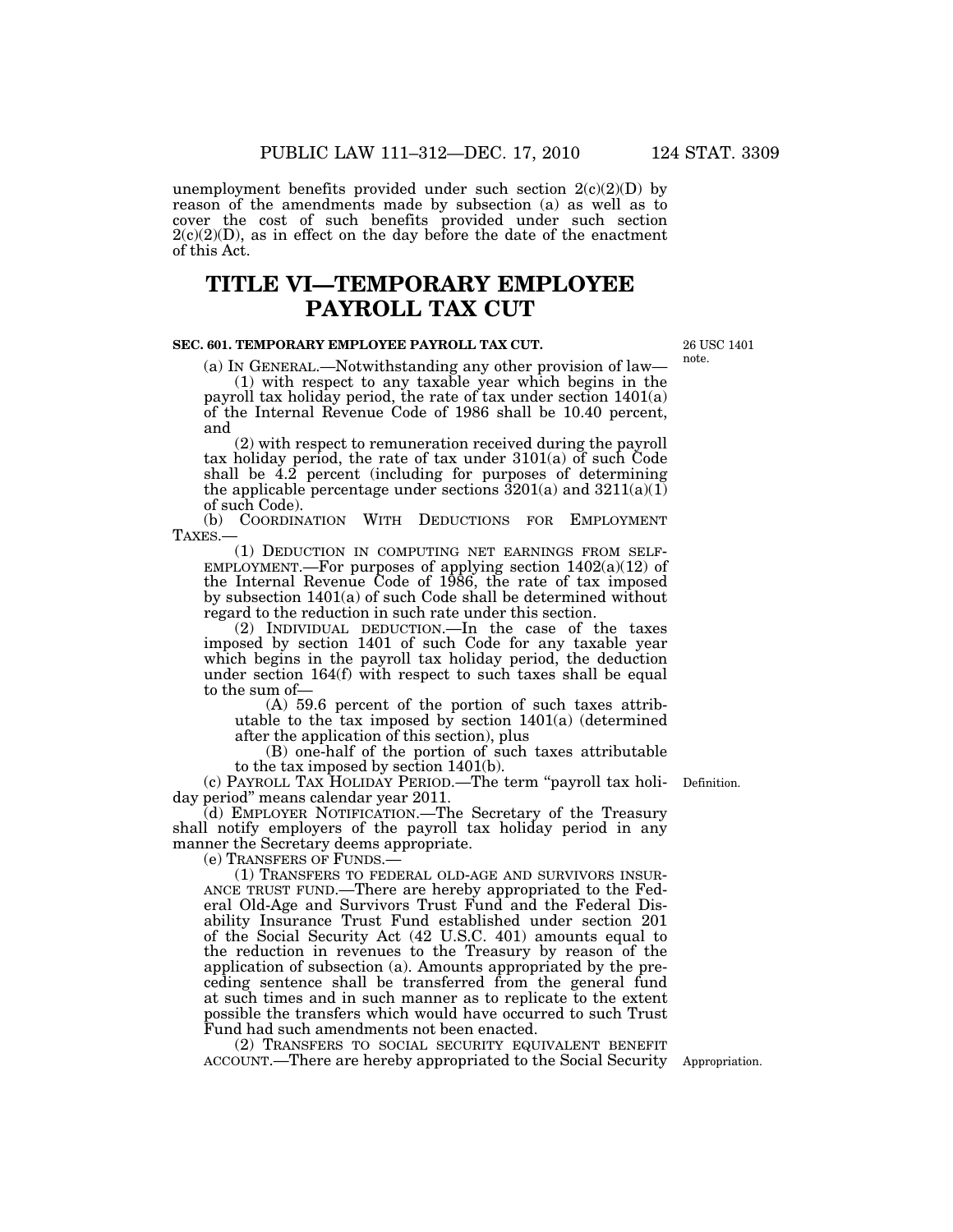unemployment benefits provided under such section 2(c)(2)(D) by reason of the amendments made by subsection (a) as well as to cover the cost of such benefits provided under such section 2(c)(2)(D), as in effect on the day before the date of the enactment of this Act.

# TITLE VI—TEMPORARY EMPLOYEE PAYROLL TAX CUT

**SEC. 601. TEMPORARY EMPLOYEE PAYROLL TAX CUT.**

26 USC 1401 note.

(a) IN GENERAL.—Notwithstanding any other provision of law—

(1) with respect to any taxable year which begins in the payroll tax holiday period, the rate of tax under section 1401(a) of the Internal Revenue Code of 1986 shall be 10.40 percent, and

(2) with respect to remuneration received during the payroll tax holiday period, the rate of tax under 3101(a) of such Code shall be 4.2 percent (including for purposes of determining the applicable percentage under sections 3201(a) and 3211(a)(1) of such Code).

(b) COORDINATION WITH DEDUCTIONS FOR EMPLOYMENT TAXES.—

(1) DEDUCTION IN COMPUTING NET EARNINGS FROM SELF-EMPLOYMENT.—For purposes of applying section 1402(a)(12) of the Internal Revenue Code of 1986, the rate of tax imposed by subsection 1401(a) of such Code shall be determined without regard to the reduction in such rate under this section.

(2) INDIVIDUAL DEDUCTION.—In the case of the taxes imposed by section 1401 of such Code for any taxable year which begins in the payroll tax holiday period, the deduction under section 164(f) with respect to such taxes shall be equal to the sum of—

(A) 59.6 percent of the portion of such taxes attributable to the tax imposed by section 1401(a) (determined after the application of this section), plus

(B) one-half of the portion of such taxes attributable to the tax imposed by section 1401(b).

Definition.

(c) PAYROLL TAX HOLIDAY PERIOD.—The term "payroll tax holiday period" means calendar year 2011.

(d) EMPLOYER NOTIFICATION.—The Secretary of the Treasury shall notify employers of the payroll tax holiday period in any manner the Secretary deems appropriate.

(e) TRANSFERS OF FUNDS.—

(1) TRANSFERS TO FEDERAL OLD-AGE AND SURVIVORS INSURANCE TRUST FUND.—There are hereby appropriated to the Federal Old-Age and Survivors Trust Fund and the Federal Disability Insurance Trust Fund established under section 201 of the Social Security Act (42 U.S.C. 401) amounts equal to the reduction in revenues to the Treasury by reason of the application of subsection (a). Amounts appropriated by the preceding sentence shall be transferred from the general fund at such times and in such manner as to replicate to the extent possible the transfers which would have occurred to such Trust Fund had such amendments not been enacted.

Appropriation.

(2) TRANSFERS TO SOCIAL SECURITY EQUIVALENT BENEFIT ACCOUNT.—There are hereby appropriated to the Social Security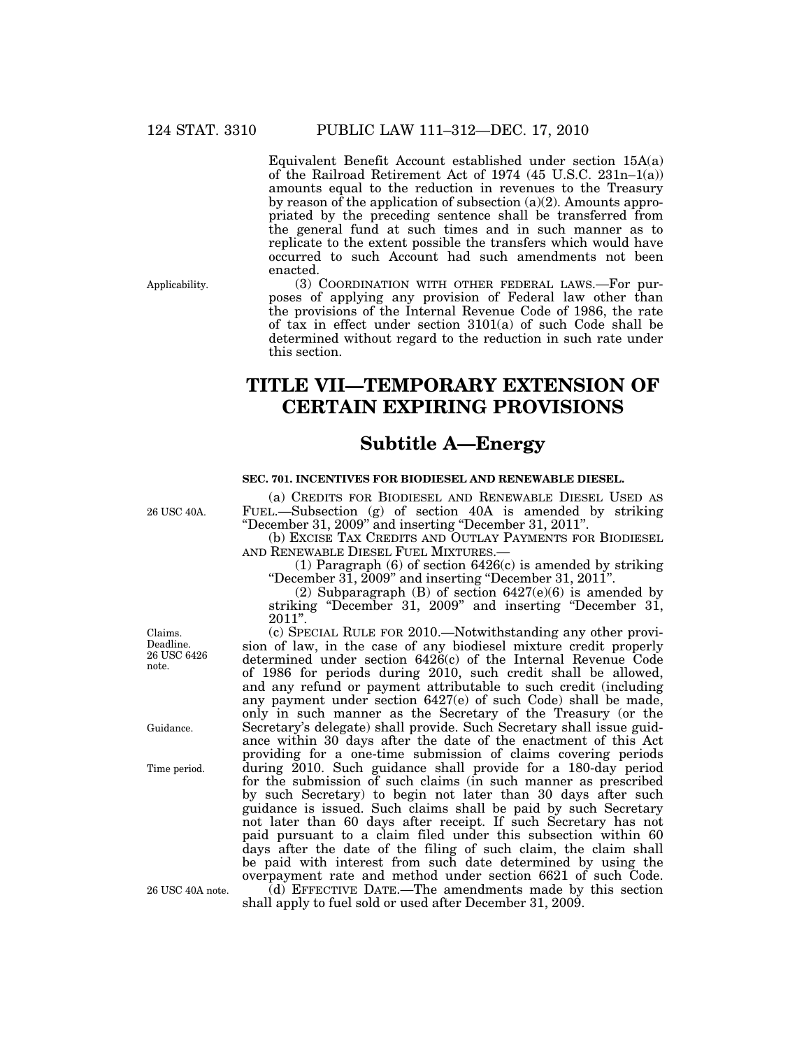Equivalent Benefit Account established under section 15A(a) of the Railroad Retirement Act of 1974 (45 U.S.C. 231n–1(a)) amounts equal to the reduction in revenues to the Treasury by reason of the application of subsection (a)(2). Amounts appropriated by the preceding sentence shall be transferred from the general fund at such times and in such manner as to replicate to the extent possible the transfers which would have occurred to such Account had such amendments not been enacted.

Applicability.

(3) COORDINATION WITH OTHER FEDERAL LAWS.—For purposes of applying any provision of Federal law other than the provisions of the Internal Revenue Code of 1986, the rate of tax in effect under section 3101(a) of such Code shall be determined without regard to the reduction in such rate under this section.

# TITLE VII—TEMPORARY EXTENSION OF CERTAIN EXPIRING PROVISIONS

## Subtitle A—Energy

### SEC. 701. INCENTIVES FOR BIODIESEL AND RENEWABLE DIESEL.

26 USC 40A.

(a) CREDITS FOR BIODIESEL AND RENEWABLE DIESEL USED AS FUEL.—Subsection (g) of section 40A is amended by striking "December 31, 2009" and inserting "December 31, 2011".

(b) EXCISE TAX CREDITS AND OUTLAY PAYMENTS FOR BIODIESEL AND RENEWABLE DIESEL FUEL MIXTURES.—

(1) Paragraph (6) of section 6426(c) is amended by striking "December 31, 2009" and inserting "December 31, 2011".

(2) Subparagraph (B) of section 6427(e)(6) is amended by striking "December 31, 2009" and inserting "December 31, 2011".

Claims. Deadline. 26 USC 6426 note.

(c) SPECIAL RULE FOR 2010.—Notwithstanding any other provision of law, in the case of any biodiesel mixture credit properly determined under section 6426(c) of the Internal Revenue Code of 1986 for periods during 2010, such credit shall be allowed, and any refund or payment attributable to such credit (including any payment under section 6427(e) of such Code) shall be made, only in such manner as the Secretary of the Treasury (or the Secretary's delegate) shall provide. Such Secretary shall issue guidance within 30 days after the date of the enactment of this Act providing for a one-time submission of claims covering periods during 2010. Such guidance shall provide for a 180-day period for the submission of such claims (in such manner as prescribed by such Secretary) to begin not later than 30 days after such guidance is issued. Such claims shall be paid by such Secretary not later than 60 days after receipt. If such Secretary has not paid pursuant to a claim filed under this subsection within 60 days after the date of the filing of such claim, the claim shall be paid with interest from such date determined by using the overpayment rate and method under section 6621 of such Code.

Guidance.

Time period.

26 USC 40A note.

(d) EFFECTIVE DATE.—The amendments made by this section shall apply to fuel sold or used after December 31, 2009.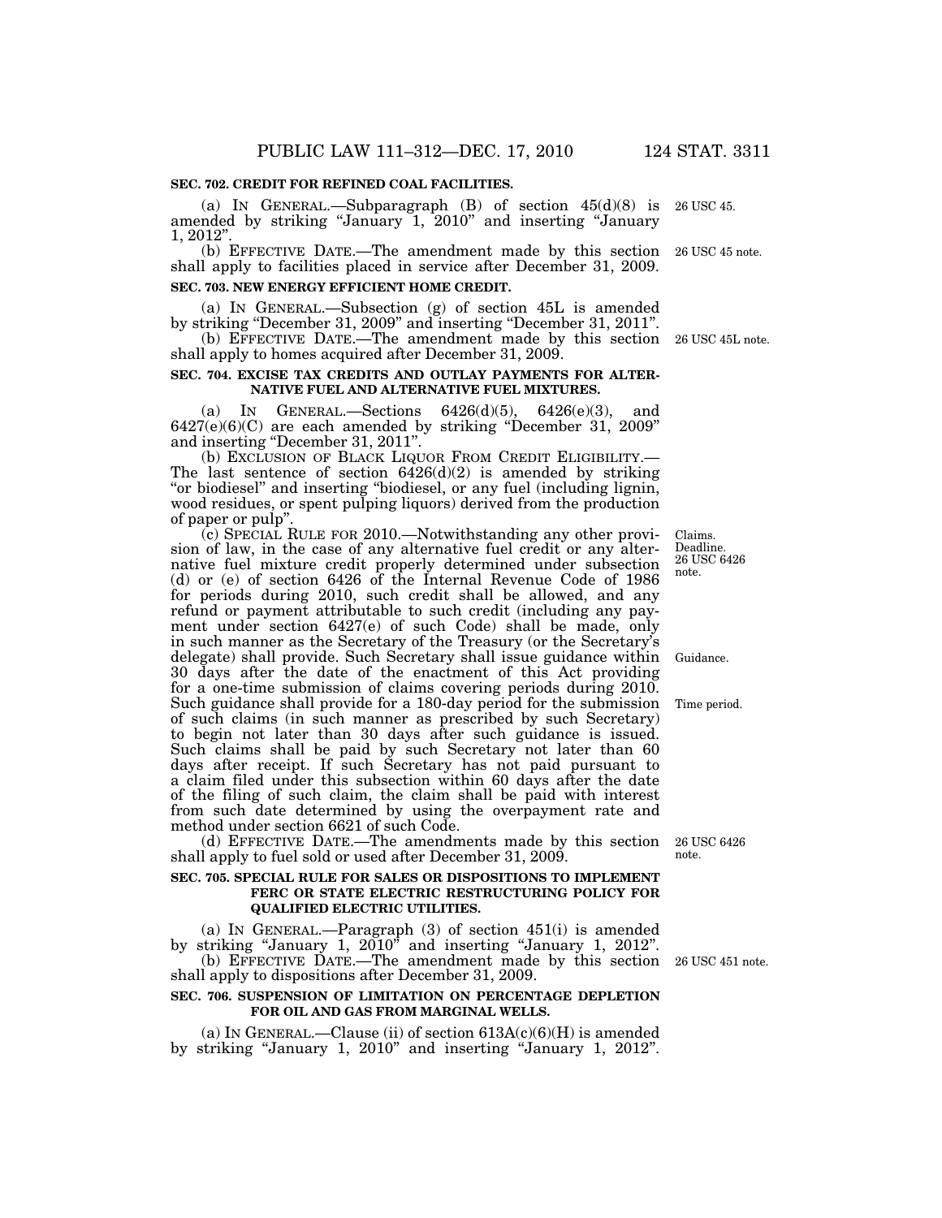**SEC. 702. CREDIT FOR REFINED COAL FACILITIES.**

(a) IN GENERAL.—Subparagraph (B) of section 45(d)(8) is amended by striking "January 1, 2010" and inserting "January 1, 2012". 26 USC 45.

(b) EFFECTIVE DATE.—The amendment made by this section shall apply to facilities placed in service after December 31, 2009. 26 USC 45 note.

**SEC. 703. NEW ENERGY EFFICIENT HOME CREDIT.**

(a) IN GENERAL.—Subsection (g) of section 45L is amended by striking "December 31, 2009" and inserting "December 31, 2011".

(b) EFFECTIVE DATE.—The amendment made by this section shall apply to homes acquired after December 31, 2009. 26 USC 45L note.

**SEC. 704. EXCISE TAX CREDITS AND OUTLAY PAYMENTS FOR ALTERNATIVE FUEL AND ALTERNATIVE FUEL MIXTURES.**

(a) IN GENERAL.—Sections 6426(d)(5), 6426(e)(3), and 6427(e)(6)(C) are each amended by striking "December 31, 2009" and inserting "December 31, 2011".

(b) EXCLUSION OF BLACK LIQUOR FROM CREDIT ELIGIBILITY.—The last sentence of section 6426(d)(2) is amended by striking "or biodiesel" and inserting "biodiesel, or any fuel (including lignin, wood residues, or spent pulping liquors) derived from the production of paper or pulp".

(c) SPECIAL RULE FOR 2010.—Notwithstanding any other provision of law, in the case of any alternative fuel credit or any alternative fuel mixture credit properly determined under subsection (d) or (e) of section 6426 of the Internal Revenue Code of 1986 for periods during 2010, such credit shall be allowed, and any refund or payment attributable to such credit (including any payment under section 6427(e) of such Code) shall be made, only in such manner as the Secretary of the Treasury (or the Secretary's delegate) shall provide. Such Secretary shall issue guidance within 30 days after the date of the enactment of this Act providing for a one-time submission of claims covering periods during 2010. Such guidance shall provide for a 180-day period for the submission of such claims (in such manner as prescribed by such Secretary) to begin not later than 30 days after such guidance is issued. Such claims shall be paid by such Secretary not later than 60 days after receipt. If such Secretary has not paid pursuant to a claim filed under this subsection within 60 days after the date of the filing of such claim, the claim shall be paid with interest from such date determined by using the overpayment rate and method under section 6621 of such Code. Claims. Deadline. 26 USC 6426 note. Guidance. Time period.

(d) EFFECTIVE DATE.—The amendments made by this section shall apply to fuel sold or used after December 31, 2009. 26 USC 6426 note.

**SEC. 705. SPECIAL RULE FOR SALES OR DISPOSITIONS TO IMPLEMENT FERC OR STATE ELECTRIC RESTRUCTURING POLICY FOR QUALIFIED ELECTRIC UTILITIES.**

(a) IN GENERAL.—Paragraph (3) of section 451(i) is amended by striking "January 1, 2010" and inserting "January 1, 2012".

(b) EFFECTIVE DATE.—The amendment made by this section shall apply to dispositions after December 31, 2009. 26 USC 451 note.

**SEC. 706. SUSPENSION OF LIMITATION ON PERCENTAGE DEPLETION FOR OIL AND GAS FROM MARGINAL WELLS.**

(a) IN GENERAL.—Clause (ii) of section 613A(c)(6)(H) is amended by striking "January 1, 2010" and inserting "January 1, 2012".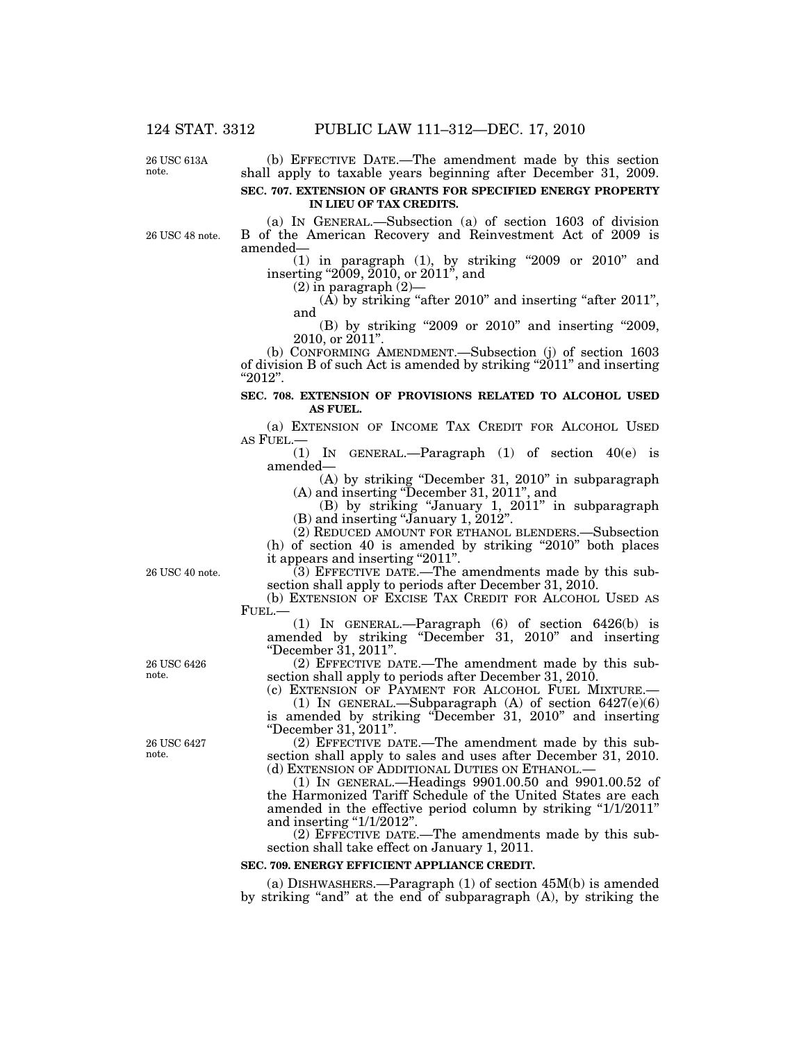(b) EFFECTIVE DATE.—The amendment made by this section shall apply to taxable years beginning after December 31, 2009.

26 USC 613A note.

**SEC. 707. EXTENSION OF GRANTS FOR SPECIFIED ENERGY PROPERTY IN LIEU OF TAX CREDITS.**

26 USC 48 note.

(a) IN GENERAL.—Subsection (a) of section 1603 of division B of the American Recovery and Reinvestment Act of 2009 is amended—

(1) in paragraph (1), by striking "2009 or 2010" and inserting "2009, 2010, or 2011", and

(2) in paragraph (2)—

(A) by striking "after 2010" and inserting "after 2011", and

(B) by striking "2009 or 2010" and inserting "2009, 2010, or 2011".

(b) CONFORMING AMENDMENT.—Subsection (j) of section 1603 of division B of such Act is amended by striking "2011" and inserting "2012".

**SEC. 708. EXTENSION OF PROVISIONS RELATED TO ALCOHOL USED AS FUEL.**

(a) EXTENSION OF INCOME TAX CREDIT FOR ALCOHOL USED AS FUEL.—

(1) IN GENERAL.—Paragraph (1) of section 40(e) is amended—

(A) by striking "December 31, 2010" in subparagraph (A) and inserting "December 31, 2011", and

(B) by striking "January 1, 2011" in subparagraph (B) and inserting "January 1, 2012".

(2) REDUCED AMOUNT FOR ETHANOL BLENDERS.—Subsection (h) of section 40 is amended by striking "2010" both places it appears and inserting "2011".

26 USC 40 note.

(3) EFFECTIVE DATE.—The amendments made by this subsection shall apply to periods after December 31, 2010.

(b) EXTENSION OF EXCISE TAX CREDIT FOR ALCOHOL USED AS FUEL.—

(1) IN GENERAL.—Paragraph (6) of section 6426(b) is amended by striking "December 31, 2010" and inserting "December 31, 2011".

26 USC 6426 note.

(2) EFFECTIVE DATE.—The amendment made by this subsection shall apply to periods after December 31, 2010.

(c) EXTENSION OF PAYMENT FOR ALCOHOL FUEL MIXTURE.—

(1) IN GENERAL.—Subparagraph (A) of section 6427(e)(6) is amended by striking "December 31, 2010" and inserting "December 31, 2011".

26 USC 6427 note.

(2) EFFECTIVE DATE.—The amendment made by this subsection shall apply to sales and uses after December 31, 2010.

(d) EXTENSION OF ADDITIONAL DUTIES ON ETHANOL.—

(1) IN GENERAL.—Headings 9901.00.50 and 9901.00.52 of the Harmonized Tariff Schedule of the United States are each amended in the effective period column by striking "1/1/2011" and inserting "1/1/2012".

(2) EFFECTIVE DATE.—The amendments made by this subsection shall take effect on January 1, 2011.

**SEC. 709. ENERGY EFFICIENT APPLIANCE CREDIT.**

(a) DISHWASHERS.—Paragraph (1) of section 45M(b) is amended by striking "and" at the end of subparagraph (A), by striking the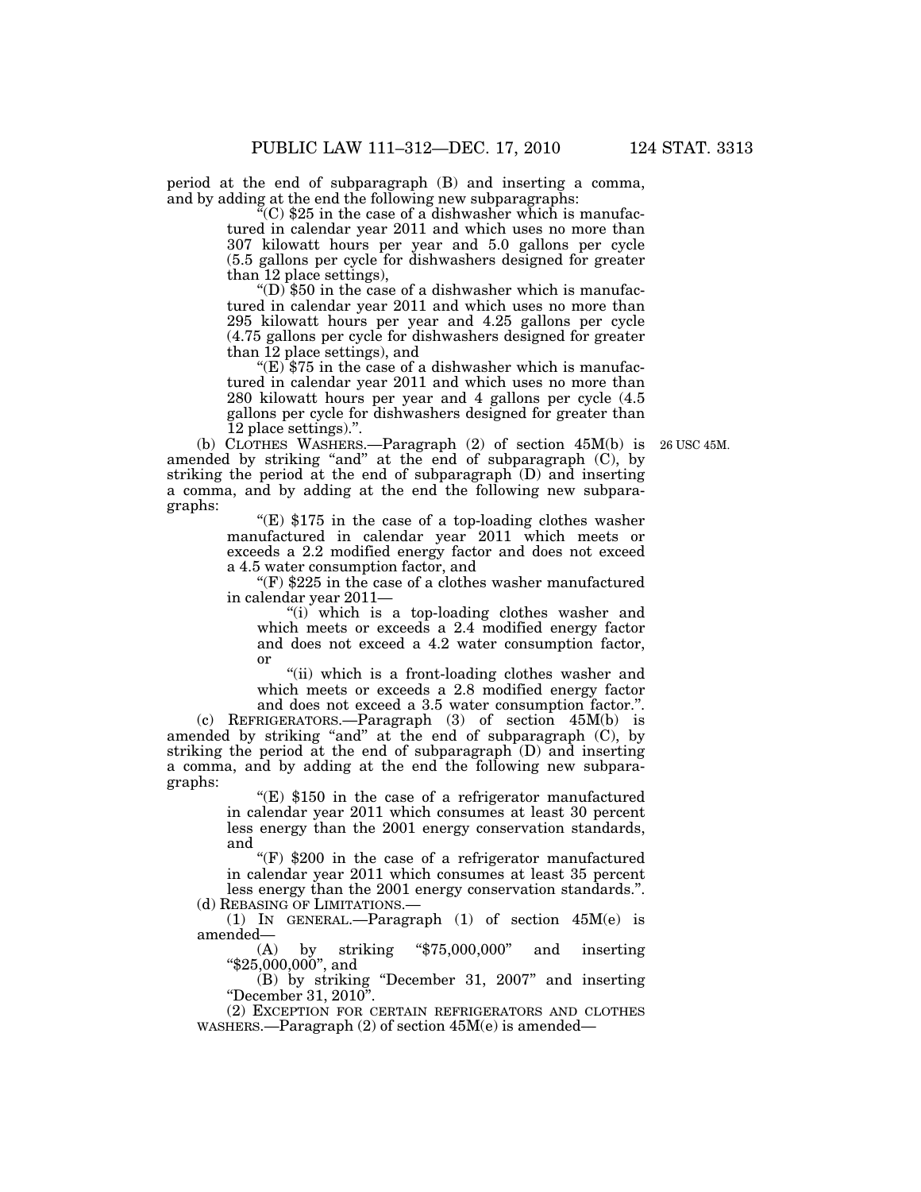period at the end of subparagraph (B) and inserting a comma, and by adding at the end the following new subparagraphs:

"(C) $25 in the case of a dishwasher which is manufactured in calendar year 2011 and which uses no more than 307 kilowatt hours per year and 5.0 gallons per cycle (5.5 gallons per cycle for dishwashers designed for greater than 12 place settings),

"(D) $50 in the case of a dishwasher which is manufactured in calendar year 2011 and which uses no more than 295 kilowatt hours per year and 4.25 gallons per cycle (4.75 gallons per cycle for dishwashers designed for greater than 12 place settings), and

"(E) $75 in the case of a dishwasher which is manufactured in calendar year 2011 and which uses no more than 280 kilowatt hours per year and 4 gallons per cycle (4.5 gallons per cycle for dishwashers designed for greater than 12 place settings).".

(b) CLOTHES WASHERS.—Paragraph (2) of section 45M(b) is amended by striking "and" at the end of subparagraph (C), by striking the period at the end of subparagraph (D) and inserting a comma, and by adding at the end the following new subparagraphs:

26 USC 45M.

"(E) $175 in the case of a top-loading clothes washer manufactured in calendar year 2011 which meets or exceeds a 2.2 modified energy factor and does not exceed a 4.5 water consumption factor, and

"(F) $225 in the case of a clothes washer manufactured in calendar year 2011—

"(i) which is a top-loading clothes washer and which meets or exceeds a 2.4 modified energy factor and does not exceed a 4.2 water consumption factor, or

"(ii) which is a front-loading clothes washer and which meets or exceeds a 2.8 modified energy factor and does not exceed a 3.5 water consumption factor.".

(c) REFRIGERATORS.—Paragraph (3) of section 45M(b) is amended by striking "and" at the end of subparagraph (C), by striking the period at the end of subparagraph (D) and inserting a comma, and by adding at the end the following new subparagraphs:

"(E) $150 in the case of a refrigerator manufactured in calendar year 2011 which consumes at least 30 percent less energy than the 2001 energy conservation standards, and

"(F) $200 in the case of a refrigerator manufactured in calendar year 2011 which consumes at least 35 percent less energy than the 2001 energy conservation standards.".

(d) REBASING OF LIMITATIONS.—

(1) IN GENERAL.—Paragraph (1) of section 45M(e) is amended—

(A) by striking "$75,000,000" and inserting "$25,000,000", and

(B) by striking "December 31, 2007" and inserting "December 31, 2010".

(2) EXCEPTION FOR CERTAIN REFRIGERATORS AND CLOTHES WASHERS.—Paragraph (2) of section 45M(e) is amended—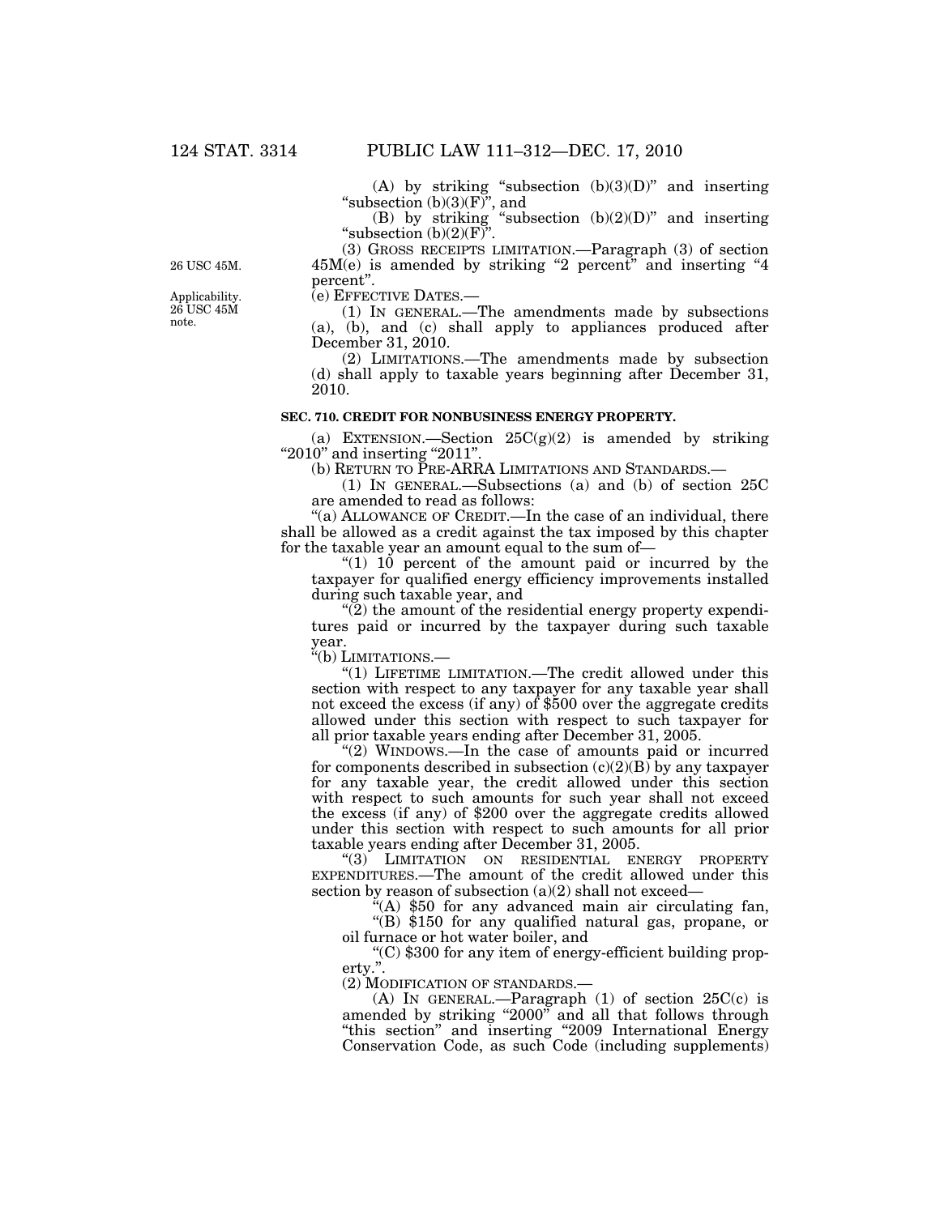(A) by striking "subsection (b)(3)(D)" and inserting "subsection (b)(3)(F)", and

(B) by striking "subsection (b)(2)(D)" and inserting "subsection (b)(2)(F)".

(3) GROSS RECEIPTS LIMITATION.—Paragraph (3) of section 45M(e) is amended by striking "2 percent" and inserting "4 percent".

26 USC 45M.

(e) EFFECTIVE DATES.—

Applicability. 26 USC 45M note.

(1) IN GENERAL.—The amendments made by subsections (a), (b), and (c) shall apply to appliances produced after December 31, 2010.

(2) LIMITATIONS.—The amendments made by subsection (d) shall apply to taxable years beginning after December 31, 2010.

### SEC. 710. CREDIT FOR NONBUSINESS ENERGY PROPERTY.

(a) EXTENSION.—Section 25C(g)(2) is amended by striking "2010" and inserting "2011".

(b) RETURN TO PRE-ARRA LIMITATIONS AND STANDARDS.—

(1) IN GENERAL.—Subsections (a) and (b) of section 25C are amended to read as follows:

"(a) ALLOWANCE OF CREDIT.—In the case of an individual, there shall be allowed as a credit against the tax imposed by this chapter for the taxable year an amount equal to the sum of—

"(1) 10 percent of the amount paid or incurred by the taxpayer for qualified energy efficiency improvements installed during such taxable year, and

"(2) the amount of the residential energy property expenditures paid or incurred by the taxpayer during such taxable year.

"(b) LIMITATIONS.—

"(1) LIFETIME LIMITATION.—The credit allowed under this section with respect to any taxpayer for any taxable year shall not exceed the excess (if any) of $500 over the aggregate credits allowed under this section with respect to such taxpayer for all prior taxable years ending after December 31, 2005.

"(2) WINDOWS.—In the case of amounts paid or incurred for components described in subsection (c)(2)(B) by any taxpayer for any taxable year, the credit allowed under this section with respect to such amounts for such year shall not exceed the excess (if any) of $200 over the aggregate credits allowed under this section with respect to such amounts for all prior taxable years ending after December 31, 2005.

"(3) LIMITATION ON RESIDENTIAL ENERGY PROPERTY EXPENDITURES.—The amount of the credit allowed under this section by reason of subsection (a)(2) shall not exceed—

"(A) $50 for any advanced main air circulating fan,

"(B) $150 for any qualified natural gas, propane, or oil furnace or hot water boiler, and

"(C) $300 for any item of energy-efficient building property.".

(2) MODIFICATION OF STANDARDS.—

(A) IN GENERAL.—Paragraph (1) of section 25C(c) is amended by striking "2000" and all that follows through "this section" and inserting "2009 International Energy Conservation Code, as such Code (including supplements)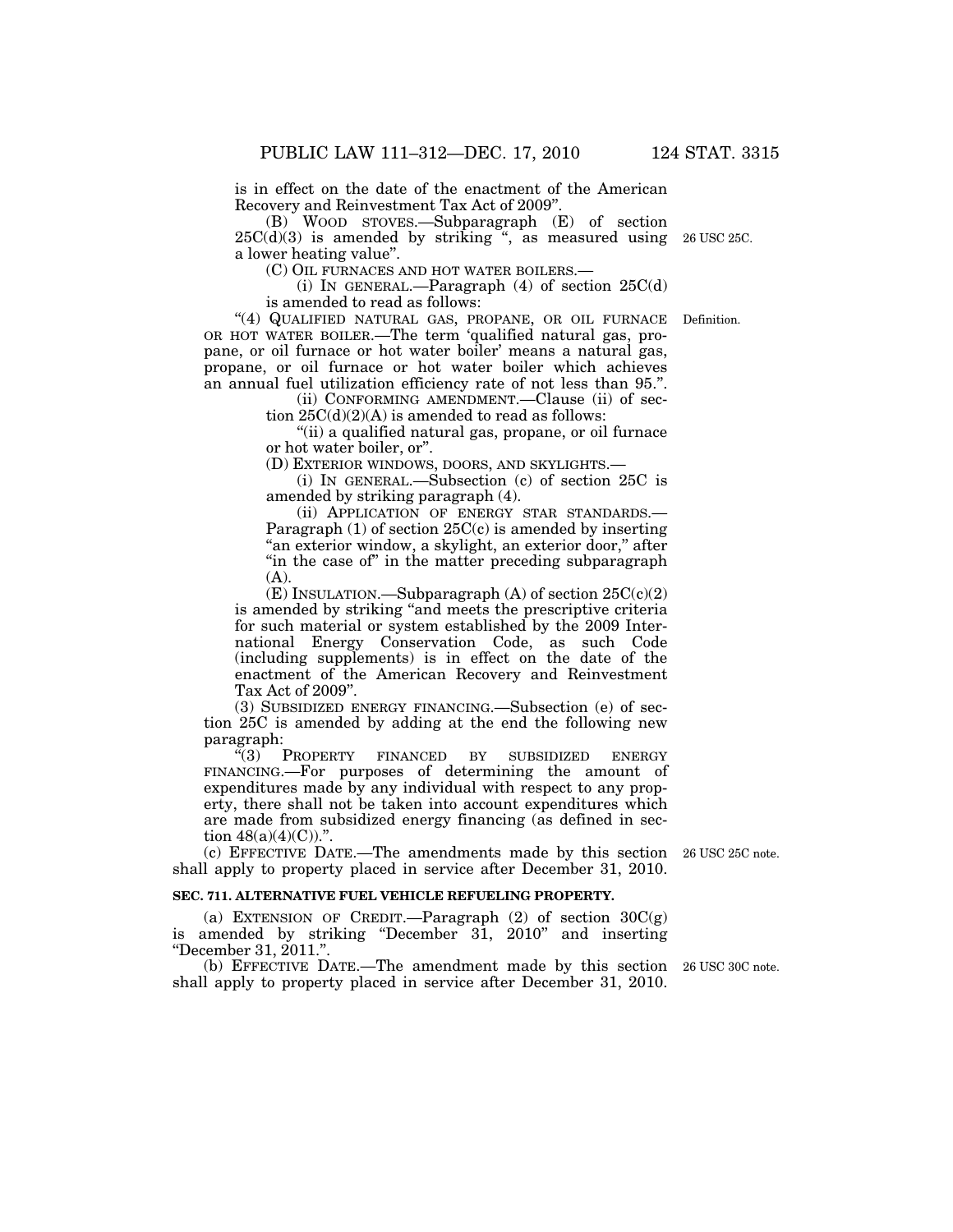is in effect on the date of the enactment of the American Recovery and Reinvestment Tax Act of 2009".

(B) WOOD STOVES.—Subparagraph (E) of section 25C(d)(3) is amended by striking ", as measured using a lower heating value".

26 USC 25C.

(C) OIL FURNACES AND HOT WATER BOILERS.—

(i) IN GENERAL.—Paragraph (4) of section 25C(d) is amended to read as follows:

"(4) QUALIFIED NATURAL GAS, PROPANE, OR OIL FURNACE OR HOT WATER BOILER.—The term 'qualified natural gas, propane, or oil furnace or hot water boiler' means a natural gas, propane, or oil furnace or hot water boiler which achieves an annual fuel utilization efficiency rate of not less than 95.".

Definition.

(ii) CONFORMING AMENDMENT.—Clause (ii) of section 25C(d)(2)(A) is amended to read as follows:

"(ii) a qualified natural gas, propane, or oil furnace or hot water boiler, or".

(D) EXTERIOR WINDOWS, DOORS, AND SKYLIGHTS.—

(i) IN GENERAL.—Subsection (c) of section 25C is amended by striking paragraph (4).

(ii) APPLICATION OF ENERGY STAR STANDARDS.—Paragraph (1) of section 25C(c) is amended by inserting "an exterior window, a skylight, an exterior door," after "in the case of" in the matter preceding subparagraph (A).

(E) INSULATION.—Subparagraph (A) of section 25C(c)(2) is amended by striking "and meets the prescriptive criteria for such material or system established by the 2009 International Energy Conservation Code, as such Code (including supplements) is in effect on the date of the enactment of the American Recovery and Reinvestment Tax Act of 2009".

(3) SUBSIDIZED ENERGY FINANCING.—Subsection (e) of section 25C is amended by adding at the end the following new paragraph:

"(3) PROPERTY FINANCED BY SUBSIDIZED ENERGY FINANCING.—For purposes of determining the amount of expenditures made by any individual with respect to any property, there shall not be taken into account expenditures which are made from subsidized energy financing (as defined in section 48(a)(4)(C)).".

(c) EFFECTIVE DATE.—The amendments made by this section shall apply to property placed in service after December 31, 2010.

26 USC 25C note.

**SEC. 711. ALTERNATIVE FUEL VEHICLE REFUELING PROPERTY.**

(a) EXTENSION OF CREDIT.—Paragraph (2) of section 30C(g) is amended by striking "December 31, 2010" and inserting "December 31, 2011.".

(b) EFFECTIVE DATE.—The amendment made by this section shall apply to property placed in service after December 31, 2010.

26 USC 30C note.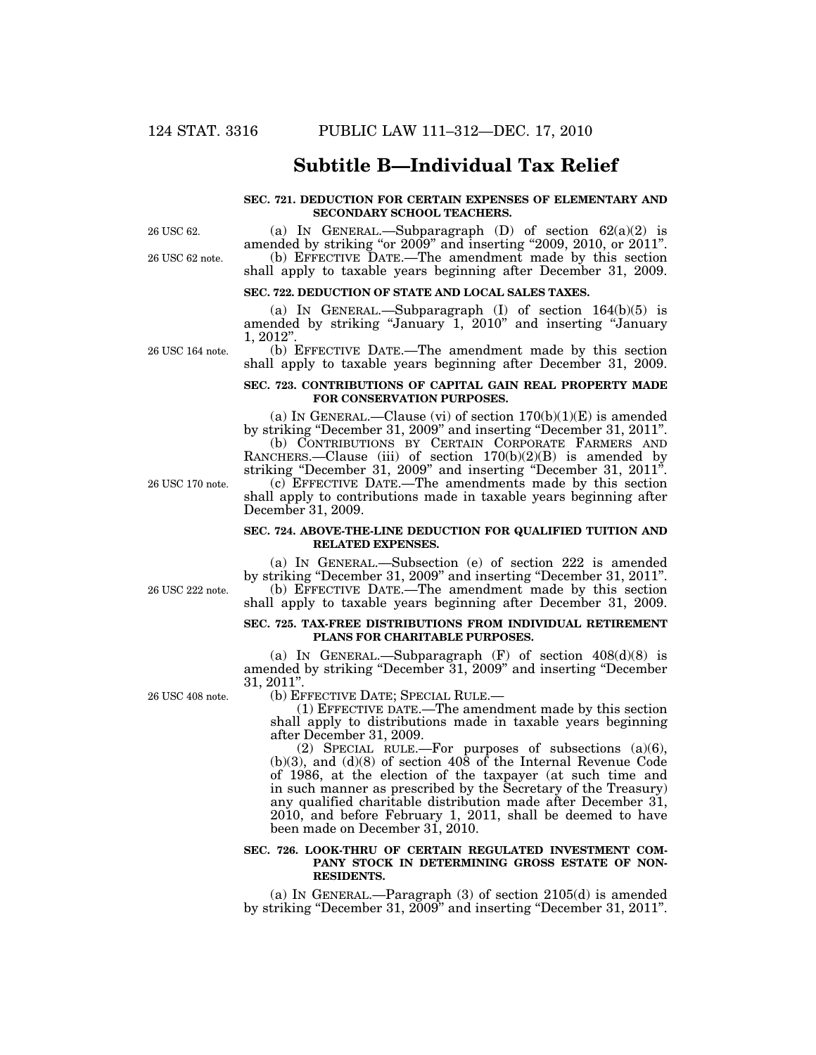## Subtitle B—Individual Tax Relief

**SEC. 721. DEDUCTION FOR CERTAIN EXPENSES OF ELEMENTARY AND SECONDARY SCHOOL TEACHERS.**

26 USC 62.

(a) IN GENERAL.—Subparagraph (D) of section 62(a)(2) is amended by striking "or 2009" and inserting "2009, 2010, or 2011".

26 USC 62 note.

(b) EFFECTIVE DATE.—The amendment made by this section shall apply to taxable years beginning after December 31, 2009.

**SEC. 722. DEDUCTION OF STATE AND LOCAL SALES TAXES.**

(a) IN GENERAL.—Subparagraph (I) of section 164(b)(5) is amended by striking "January 1, 2010" and inserting "January 1, 2012".

26 USC 164 note.

(b) EFFECTIVE DATE.—The amendment made by this section shall apply to taxable years beginning after December 31, 2009.

**SEC. 723. CONTRIBUTIONS OF CAPITAL GAIN REAL PROPERTY MADE FOR CONSERVATION PURPOSES.**

(a) IN GENERAL.—Clause (vi) of section 170(b)(1)(E) is amended by striking "December 31, 2009" and inserting "December 31, 2011".

(b) CONTRIBUTIONS BY CERTAIN CORPORATE FARMERS AND RANCHERS.—Clause (iii) of section 170(b)(2)(B) is amended by striking "December 31, 2009" and inserting "December 31, 2011".

26 USC 170 note.

(c) EFFECTIVE DATE.—The amendments made by this section shall apply to contributions made in taxable years beginning after December 31, 2009.

**SEC. 724. ABOVE-THE-LINE DEDUCTION FOR QUALIFIED TUITION AND RELATED EXPENSES.**

(a) IN GENERAL.—Subsection (e) of section 222 is amended by striking "December 31, 2009" and inserting "December 31, 2011".

26 USC 222 note.

(b) EFFECTIVE DATE.—The amendment made by this section shall apply to taxable years beginning after December 31, 2009.

**SEC. 725. TAX-FREE DISTRIBUTIONS FROM INDIVIDUAL RETIREMENT PLANS FOR CHARITABLE PURPOSES.**

(a) IN GENERAL.—Subparagraph (F) of section 408(d)(8) is amended by striking "December 31, 2009" and inserting "December 31, 2011".

26 USC 408 note.

(b) EFFECTIVE DATE; SPECIAL RULE.—

(1) EFFECTIVE DATE.—The amendment made by this section shall apply to distributions made in taxable years beginning after December 31, 2009.

(2) SPECIAL RULE.—For purposes of subsections (a)(6), (b)(3), and (d)(8) of section 408 of the Internal Revenue Code of 1986, at the election of the taxpayer (at such time and in such manner as prescribed by the Secretary of the Treasury) any qualified charitable distribution made after December 31, 2010, and before February 1, 2011, shall be deemed to have been made on December 31, 2010.

**SEC. 726. LOOK-THRU OF CERTAIN REGULATED INVESTMENT COMPANY STOCK IN DETERMINING GROSS ESTATE OF NONRESIDENTS.**

(a) IN GENERAL.—Paragraph (3) of section 2105(d) is amended by striking "December 31, 2009" and inserting "December 31, 2011".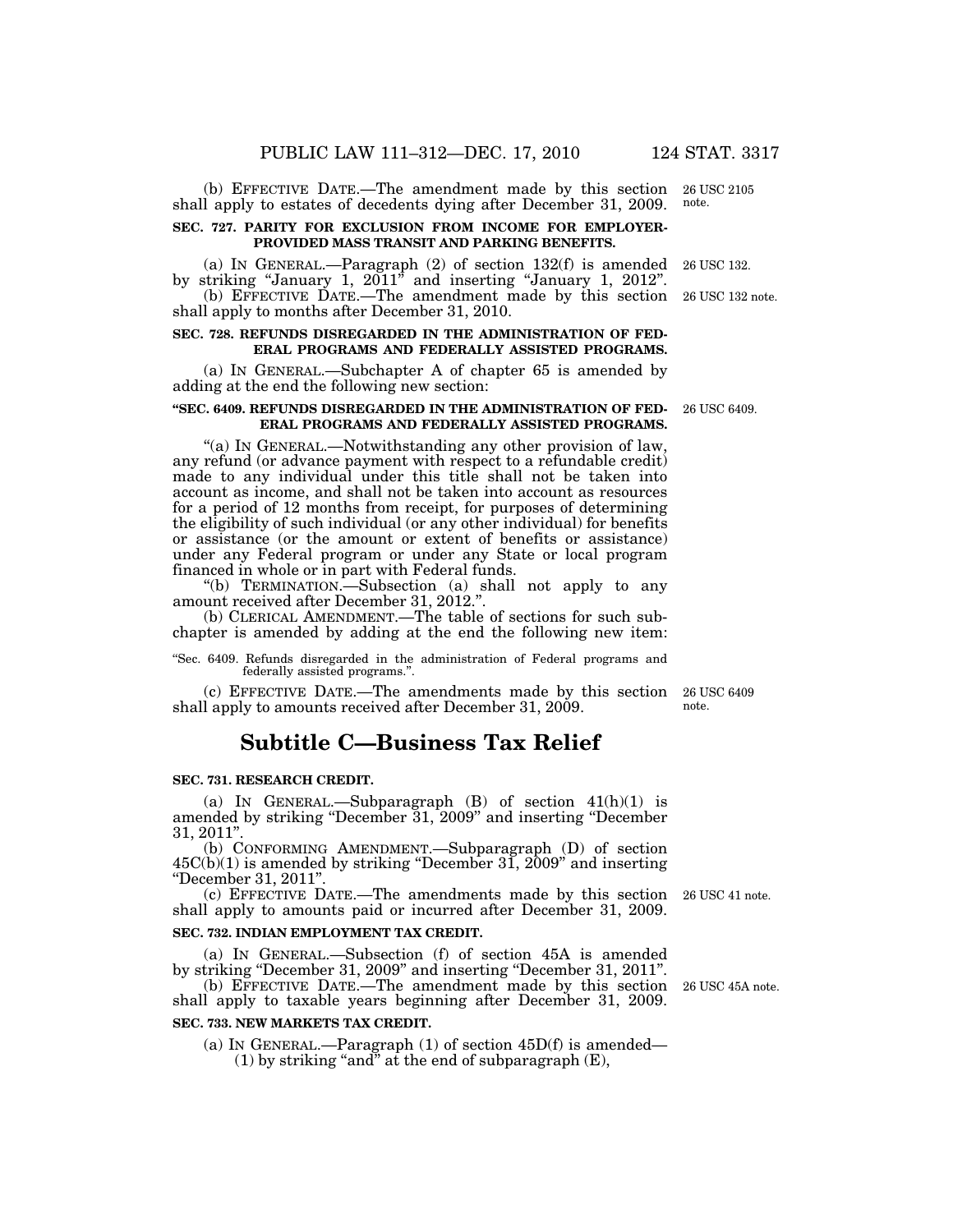(b) EFFECTIVE DATE.—The amendment made by this section shall apply to estates of decedents dying after December 31, 2009.

26 USC 2105 note.

**SEC. 727. PARITY FOR EXCLUSION FROM INCOME FOR EMPLOYER-PROVIDED MASS TRANSIT AND PARKING BENEFITS.**

(a) IN GENERAL.—Paragraph (2) of section 132(f) is amended by striking "January 1, 2011" and inserting "January 1, 2012".

26 USC 132.

(b) EFFECTIVE DATE.—The amendment made by this section shall apply to months after December 31, 2010.

26 USC 132 note.

**SEC. 728. REFUNDS DISREGARDED IN THE ADMINISTRATION OF FEDERAL PROGRAMS AND FEDERALLY ASSISTED PROGRAMS.**

(a) IN GENERAL.—Subchapter A of chapter 65 is amended by adding at the end the following new section:

**"SEC. 6409. REFUNDS DISREGARDED IN THE ADMINISTRATION OF FEDERAL PROGRAMS AND FEDERALLY ASSISTED PROGRAMS.**

26 USC 6409.

"(a) IN GENERAL.—Notwithstanding any other provision of law, any refund (or advance payment with respect to a refundable credit) made to any individual under this title shall not be taken into account as income, and shall not be taken into account as resources for a period of 12 months from receipt, for purposes of determining the eligibility of such individual (or any other individual) for benefits or assistance (or the amount or extent of benefits or assistance) under any Federal program or under any State or local program financed in whole or in part with Federal funds.

"(b) TERMINATION.—Subsection (a) shall not apply to any amount received after December 31, 2012.".

(b) CLERICAL AMENDMENT.—The table of sections for such subchapter is amended by adding at the end the following new item:

"Sec. 6409. Refunds disregarded in the administration of Federal programs and federally assisted programs.".

(c) EFFECTIVE DATE.—The amendments made by this section shall apply to amounts received after December 31, 2009.

26 USC 6409 note.

## Subtitle C—Business Tax Relief

**SEC. 731. RESEARCH CREDIT.**

(a) IN GENERAL.—Subparagraph (B) of section 41(h)(1) is amended by striking "December 31, 2009" and inserting "December 31, 2011".

(b) CONFORMING AMENDMENT.—Subparagraph (D) of section 45C(b)(1) is amended by striking "December 31, 2009" and inserting "December 31, 2011".

(c) EFFECTIVE DATE.—The amendments made by this section shall apply to amounts paid or incurred after December 31, 2009.

26 USC 41 note.

**SEC. 732. INDIAN EMPLOYMENT TAX CREDIT.**

(a) IN GENERAL.—Subsection (f) of section 45A is amended by striking "December 31, 2009" and inserting "December 31, 2011".

(b) EFFECTIVE DATE.—The amendment made by this section shall apply to taxable years beginning after December 31, 2009.

26 USC 45A note.

**SEC. 733. NEW MARKETS TAX CREDIT.**

(a) IN GENERAL.—Paragraph (1) of section 45D(f) is amended—

(1) by striking "and" at the end of subparagraph (E),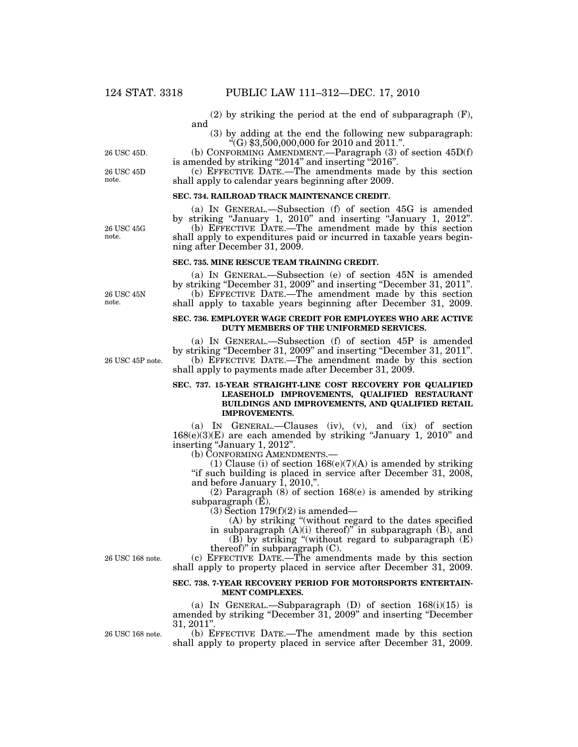(2) by striking the period at the end of subparagraph (F), and

(3) by adding at the end the following new subparagraph:

"(G) $3,500,000,000 for 2010 and 2011.".

26 USC 45D.

(b) CONFORMING AMENDMENT.—Paragraph (3) of section 45D(f) is amended by striking "2014" and inserting "2016".

26 USC 45D note.

(c) EFFECTIVE DATE.—The amendments made by this section shall apply to calendar years beginning after 2009.

### SEC. 734. RAILROAD TRACK MAINTENANCE CREDIT.

(a) IN GENERAL.—Subsection (f) of section 45G is amended by striking "January 1, 2010" and inserting "January 1, 2012".

26 USC 45G note.

(b) EFFECTIVE DATE.—The amendment made by this section shall apply to expenditures paid or incurred in taxable years beginning after December 31, 2009.

### SEC. 735. MINE RESCUE TEAM TRAINING CREDIT.

(a) IN GENERAL.—Subsection (e) of section 45N is amended by striking "December 31, 2009" and inserting "December 31, 2011".

26 USC 45N note.

(b) EFFECTIVE DATE.—The amendment made by this section shall apply to taxable years beginning after December 31, 2009.

### SEC. 736. EMPLOYER WAGE CREDIT FOR EMPLOYEES WHO ARE ACTIVE DUTY MEMBERS OF THE UNIFORMED SERVICES.

(a) IN GENERAL.—Subsection (f) of section 45P is amended by striking "December 31, 2009" and inserting "December 31, 2011".

26 USC 45P note.

(b) EFFECTIVE DATE.—The amendment made by this section shall apply to payments made after December 31, 2009.

### SEC. 737. 15-YEAR STRAIGHT-LINE COST RECOVERY FOR QUALIFIED LEASEHOLD IMPROVEMENTS, QUALIFIED RESTAURANT BUILDINGS AND IMPROVEMENTS, AND QUALIFIED RETAIL IMPROVEMENTS.

(a) IN GENERAL.—Clauses (iv), (v), and (ix) of section 168(e)(3)(E) are each amended by striking "January 1, 2010" and inserting "January 1, 2012".

(b) CONFORMING AMENDMENTS.—

(1) Clause (i) of section 168(e)(7)(A) is amended by striking "if such building is placed in service after December 31, 2008, and before January 1, 2010,".

(2) Paragraph (8) of section 168(e) is amended by striking subparagraph (E).

(3) Section 179(f)(2) is amended—

(A) by striking "(without regard to the dates specified in subparagraph (A)(i) thereof)" in subparagraph (B), and

(B) by striking "(without regard to subparagraph (E) thereof)" in subparagraph (C).

26 USC 168 note.

(c) EFFECTIVE DATE.—The amendments made by this section shall apply to property placed in service after December 31, 2009.

### SEC. 738. 7-YEAR RECOVERY PERIOD FOR MOTORSPORTS ENTERTAINMENT COMPLEXES.

(a) IN GENERAL.—Subparagraph (D) of section 168(i)(15) is amended by striking "December 31, 2009" and inserting "December 31, 2011".

26 USC 168 note.

(b) EFFECTIVE DATE.—The amendment made by this section shall apply to property placed in service after December 31, 2009.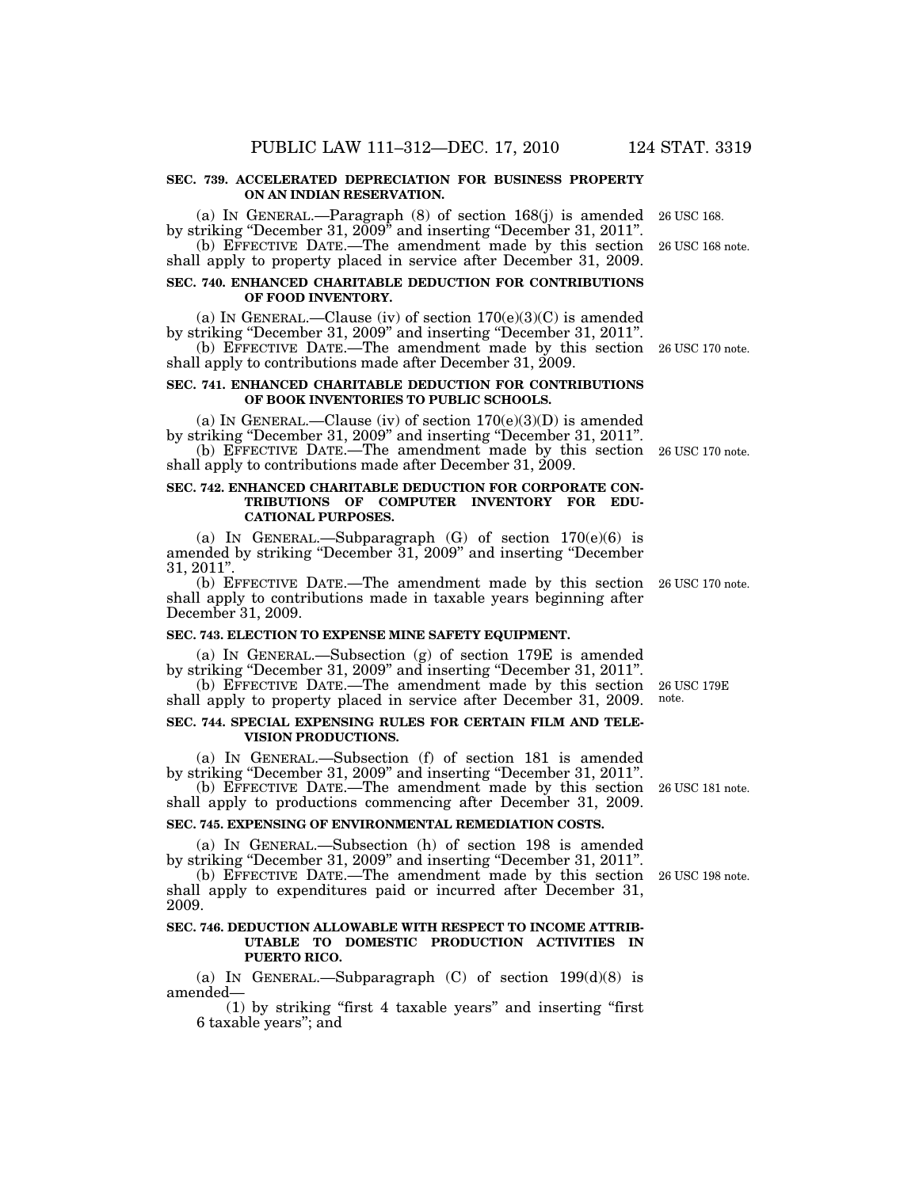**SEC. 739. ACCELERATED DEPRECIATION FOR BUSINESS PROPERTY ON AN INDIAN RESERVATION.**

(a) IN GENERAL.—Paragraph (8) of section 168(j) is amended by striking "December 31, 2009" and inserting "December 31, 2011". 26 USC 168.

(b) EFFECTIVE DATE.—The amendment made by this section shall apply to property placed in service after December 31, 2009. 26 USC 168 note.

**SEC. 740. ENHANCED CHARITABLE DEDUCTION FOR CONTRIBUTIONS OF FOOD INVENTORY.**

(a) IN GENERAL.—Clause (iv) of section 170(e)(3)(C) is amended by striking "December 31, 2009" and inserting "December 31, 2011".

(b) EFFECTIVE DATE.—The amendment made by this section shall apply to contributions made after December 31, 2009. 26 USC 170 note.

**SEC. 741. ENHANCED CHARITABLE DEDUCTION FOR CONTRIBUTIONS OF BOOK INVENTORIES TO PUBLIC SCHOOLS.**

(a) IN GENERAL.—Clause (iv) of section 170(e)(3)(D) is amended by striking "December 31, 2009" and inserting "December 31, 2011".

(b) EFFECTIVE DATE.—The amendment made by this section shall apply to contributions made after December 31, 2009. 26 USC 170 note.

**SEC. 742. ENHANCED CHARITABLE DEDUCTION FOR CORPORATE CONTRIBUTIONS OF COMPUTER INVENTORY FOR EDUCATIONAL PURPOSES.**

(a) IN GENERAL.—Subparagraph (G) of section 170(e)(6) is amended by striking "December 31, 2009" and inserting "December 31, 2011".

(b) EFFECTIVE DATE.—The amendment made by this section shall apply to contributions made in taxable years beginning after December 31, 2009. 26 USC 170 note.

**SEC. 743. ELECTION TO EXPENSE MINE SAFETY EQUIPMENT.**

(a) IN GENERAL.—Subsection (g) of section 179E is amended by striking "December 31, 2009" and inserting "December 31, 2011".

(b) EFFECTIVE DATE.—The amendment made by this section shall apply to property placed in service after December 31, 2009. 26 USC 179E note.

**SEC. 744. SPECIAL EXPENSING RULES FOR CERTAIN FILM AND TELEVISION PRODUCTIONS.**

(a) IN GENERAL.—Subsection (f) of section 181 is amended by striking "December 31, 2009" and inserting "December 31, 2011".

(b) EFFECTIVE DATE.—The amendment made by this section shall apply to productions commencing after December 31, 2009. 26 USC 181 note.

**SEC. 745. EXPENSING OF ENVIRONMENTAL REMEDIATION COSTS.**

(a) IN GENERAL.—Subsection (h) of section 198 is amended by striking "December 31, 2009" and inserting "December 31, 2011".

(b) EFFECTIVE DATE.—The amendment made by this section shall apply to expenditures paid or incurred after December 31, 2009. 26 USC 198 note.

**SEC. 746. DEDUCTION ALLOWABLE WITH RESPECT TO INCOME ATTRIBUTABLE TO DOMESTIC PRODUCTION ACTIVITIES IN PUERTO RICO.**

(a) IN GENERAL.—Subparagraph (C) of section 199(d)(8) is amended—

(1) by striking "first 4 taxable years" and inserting "first 6 taxable years"; and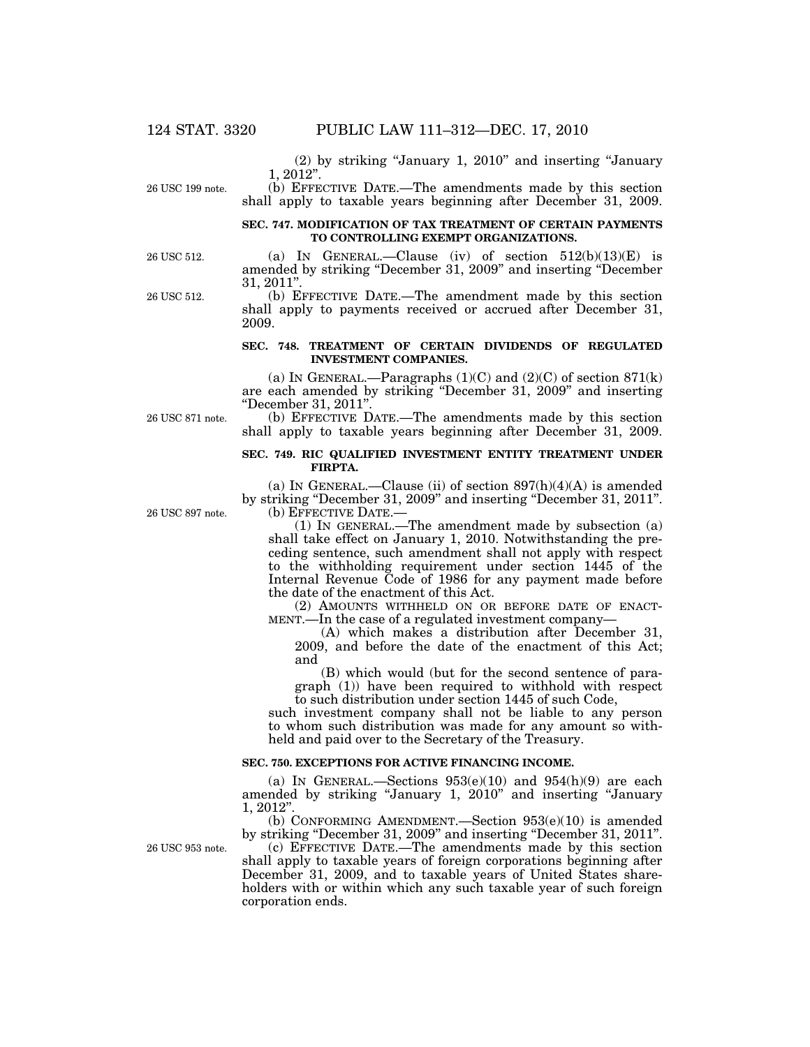(2) by striking "January 1, 2010" and inserting "January 1, 2012".

26 USC 199 note.

(b) EFFECTIVE DATE.—The amendments made by this section shall apply to taxable years beginning after December 31, 2009.

**SEC. 747. MODIFICATION OF TAX TREATMENT OF CERTAIN PAYMENTS TO CONTROLLING EXEMPT ORGANIZATIONS.**

26 USC 512.

(a) IN GENERAL.—Clause (iv) of section 512(b)(13)(E) is amended by striking "December 31, 2009" and inserting "December 31, 2011".

26 USC 512.

(b) EFFECTIVE DATE.—The amendment made by this section shall apply to payments received or accrued after December 31, 2009.

**SEC. 748. TREATMENT OF CERTAIN DIVIDENDS OF REGULATED INVESTMENT COMPANIES.**

(a) IN GENERAL.—Paragraphs (1)(C) and (2)(C) of section 871(k) are each amended by striking "December 31, 2009" and inserting "December 31, 2011".

26 USC 871 note.

(b) EFFECTIVE DATE.—The amendments made by this section shall apply to taxable years beginning after December 31, 2009.

**SEC. 749. RIC QUALIFIED INVESTMENT ENTITY TREATMENT UNDER FIRPTA.**

(a) IN GENERAL.—Clause (ii) of section 897(h)(4)(A) is amended by striking "December 31, 2009" and inserting "December 31, 2011".

26 USC 897 note.

(b) EFFECTIVE DATE.—

(1) IN GENERAL.—The amendment made by subsection (a) shall take effect on January 1, 2010. Notwithstanding the preceding sentence, such amendment shall not apply with respect to the withholding requirement under section 1445 of the Internal Revenue Code of 1986 for any payment made before the date of the enactment of this Act.

(2) AMOUNTS WITHHELD ON OR BEFORE DATE OF ENACTMENT.—In the case of a regulated investment company—

(A) which makes a distribution after December 31, 2009, and before the date of the enactment of this Act; and

(B) which would (but for the second sentence of paragraph (1)) have been required to withhold with respect to such distribution under section 1445 of such Code,

such investment company shall not be liable to any person to whom such distribution was made for any amount so withheld and paid over to the Secretary of the Treasury.

**SEC. 750. EXCEPTIONS FOR ACTIVE FINANCING INCOME.**

(a) IN GENERAL.—Sections 953(e)(10) and 954(h)(9) are each amended by striking "January 1, 2010" and inserting "January 1, 2012".

(b) CONFORMING AMENDMENT.—Section 953(e)(10) is amended by striking "December 31, 2009" and inserting "December 31, 2011".

26 USC 953 note.

(c) EFFECTIVE DATE.—The amendments made by this section shall apply to taxable years of foreign corporations beginning after December 31, 2009, and to taxable years of United States shareholders with or within which any such taxable year of such foreign corporation ends.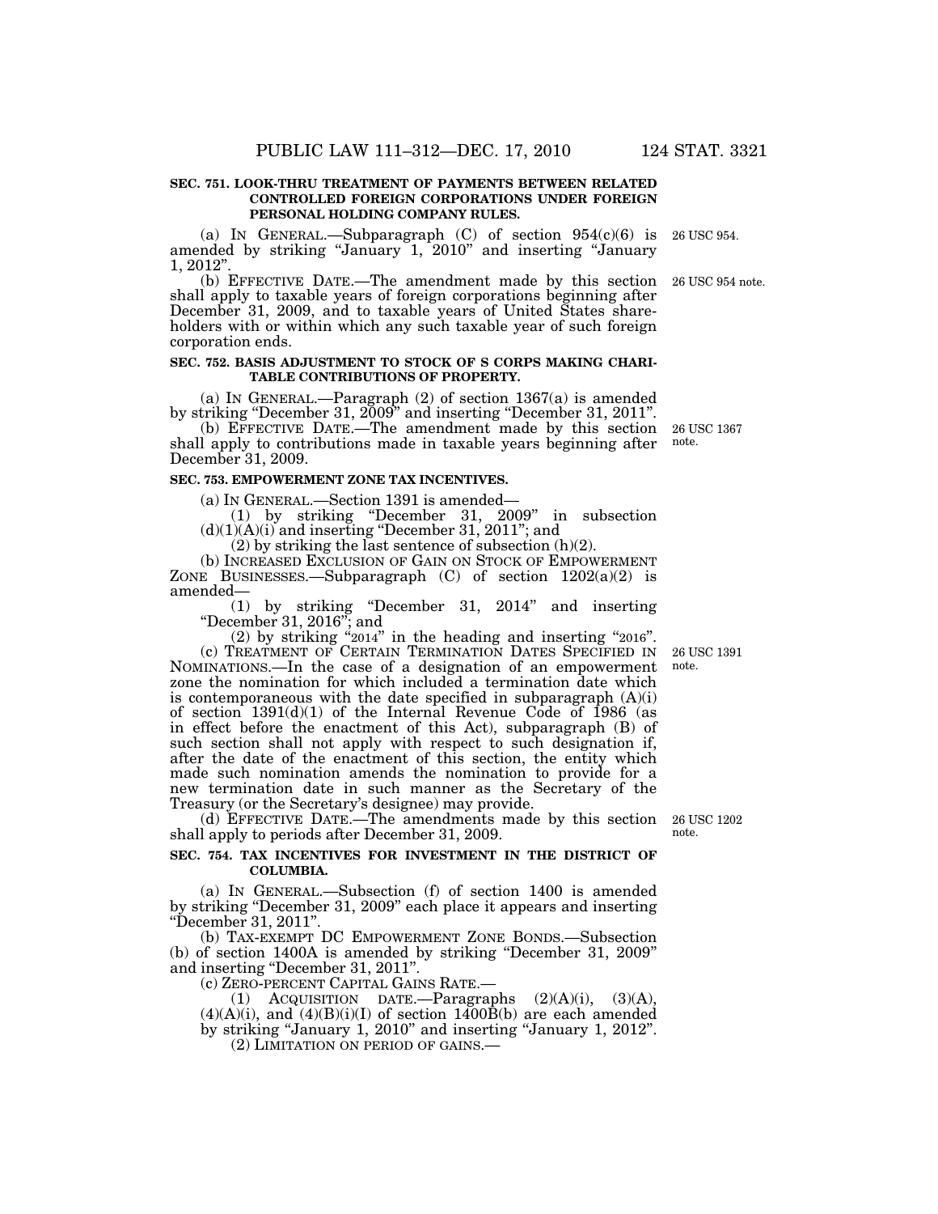**SEC. 751. LOOK-THRU TREATMENT OF PAYMENTS BETWEEN RELATED CONTROLLED FOREIGN CORPORATIONS UNDER FOREIGN PERSONAL HOLDING COMPANY RULES.**

(a) IN GENERAL.—Subparagraph (C) of section 954(c)(6) is amended by striking "January 1, 2010" and inserting "January 1, 2012".

26 USC 954.

(b) EFFECTIVE DATE.—The amendment made by this section shall apply to taxable years of foreign corporations beginning after December 31, 2009, and to taxable years of United States shareholders with or within which any such taxable year of such foreign corporation ends.

26 USC 954 note.

**SEC. 752. BASIS ADJUSTMENT TO STOCK OF S CORPS MAKING CHARITABLE CONTRIBUTIONS OF PROPERTY.**

(a) IN GENERAL.—Paragraph (2) of section 1367(a) is amended by striking "December 31, 2009" and inserting "December 31, 2011".

(b) EFFECTIVE DATE.—The amendment made by this section shall apply to contributions made in taxable years beginning after December 31, 2009.

26 USC 1367 note.

**SEC. 753. EMPOWERMENT ZONE TAX INCENTIVES.**

(a) IN GENERAL.—Section 1391 is amended—

(1) by striking "December 31, 2009" in subsection (d)(1)(A)(i) and inserting "December 31, 2011"; and

(2) by striking the last sentence of subsection (h)(2).

(b) INCREASED EXCLUSION OF GAIN ON STOCK OF EMPOWERMENT ZONE BUSINESSES.—Subparagraph (C) of section 1202(a)(2) is amended—

(1) by striking "December 31, 2014" and inserting "December 31, 2016"; and

(2) by striking "2014" in the heading and inserting "2016".

(c) TREATMENT OF CERTAIN TERMINATION DATES SPECIFIED IN NOMINATIONS.—In the case of a designation of an empowerment zone the nomination for which included a termination date which is contemporaneous with the date specified in subparagraph (A)(i) of section 1391(d)(1) of the Internal Revenue Code of 1986 (as in effect before the enactment of this Act), subparagraph (B) of such section shall not apply with respect to such designation if, after the date of the enactment of this section, the entity which made such nomination amends the nomination to provide for a new termination date in such manner as the Secretary of the Treasury (or the Secretary's designee) may provide.

26 USC 1391 note.

(d) EFFECTIVE DATE.—The amendments made by this section shall apply to periods after December 31, 2009.

26 USC 1202 note.

**SEC. 754. TAX INCENTIVES FOR INVESTMENT IN THE DISTRICT OF COLUMBIA.**

(a) IN GENERAL.—Subsection (f) of section 1400 is amended by striking "December 31, 2009" each place it appears and inserting "December 31, 2011".

(b) TAX-EXEMPT DC EMPOWERMENT ZONE BONDS.—Subsection (b) of section 1400A is amended by striking "December 31, 2009" and inserting "December 31, 2011".

(c) ZERO-PERCENT CAPITAL GAINS RATE.—

(1) ACQUISITION DATE.—Paragraphs (2)(A)(i), (3)(A), (4)(A)(i), and (4)(B)(i)(I) of section 1400B(b) are each amended by striking "January 1, 2010" and inserting "January 1, 2012".

(2) LIMITATION ON PERIOD OF GAINS.—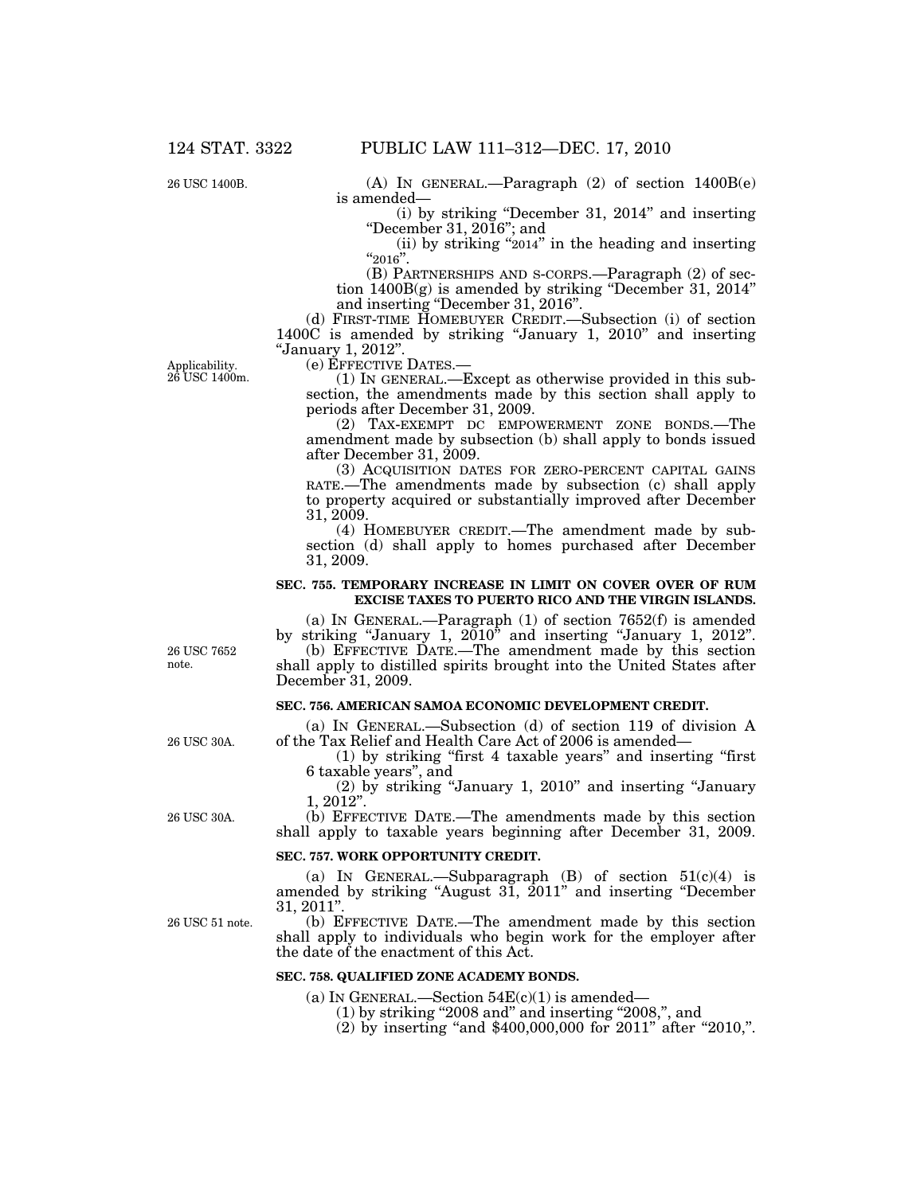(A) IN GENERAL.—Paragraph (2) of section 1400B(e) is amended—

(i) by striking "December 31, 2014" and inserting "December 31, 2016"; and

(ii) by striking "2014" in the heading and inserting "2016".

(B) PARTNERSHIPS AND S-CORPS.—Paragraph (2) of section 1400B(g) is amended by striking "December 31, 2014" and inserting "December 31, 2016".

(d) FIRST-TIME HOMEBUYER CREDIT.—Subsection (i) of section 1400C is amended by striking "January 1, 2010" and inserting "January 1, 2012".

(e) EFFECTIVE DATES.—

(1) IN GENERAL.—Except as otherwise provided in this subsection, the amendments made by this section shall apply to periods after December 31, 2009.

(2) TAX-EXEMPT DC EMPOWERMENT ZONE BONDS.—The amendment made by subsection (b) shall apply to bonds issued after December 31, 2009.

(3) ACQUISITION DATES FOR ZERO-PERCENT CAPITAL GAINS RATE.—The amendments made by subsection (c) shall apply to property acquired or substantially improved after December 31, 2009.

(4) HOMEBUYER CREDIT.—The amendment made by subsection (d) shall apply to homes purchased after December 31, 2009.

**SEC. 755. TEMPORARY INCREASE IN LIMIT ON COVER OVER OF RUM EXCISE TAXES TO PUERTO RICO AND THE VIRGIN ISLANDS.**

(a) IN GENERAL.—Paragraph (1) of section 7652(f) is amended by striking "January 1, 2010" and inserting "January 1, 2012".

(b) EFFECTIVE DATE.—The amendment made by this section shall apply to distilled spirits brought into the United States after December 31, 2009.

**SEC. 756. AMERICAN SAMOA ECONOMIC DEVELOPMENT CREDIT.**

(a) IN GENERAL.—Subsection (d) of section 119 of division A of the Tax Relief and Health Care Act of 2006 is amended—

(1) by striking "first 4 taxable years" and inserting "first 6 taxable years", and

(2) by striking "January 1, 2010" and inserting "January 1, 2012".

(b) EFFECTIVE DATE.—The amendments made by this section shall apply to taxable years beginning after December 31, 2009.

**SEC. 757. WORK OPPORTUNITY CREDIT.**

(a) IN GENERAL.—Subparagraph (B) of section 51(c)(4) is amended by striking "August 31, 2011" and inserting "December 31, 2011".

(b) EFFECTIVE DATE.—The amendment made by this section shall apply to individuals who begin work for the employer after the date of the enactment of this Act.

**SEC. 758. QUALIFIED ZONE ACADEMY BONDS.**

(a) IN GENERAL.—Section 54E(c)(1) is amended—

(1) by striking "2008 and" and inserting "2008,", and

(2) by inserting "and $400,000,000 for 2011" after "2010,".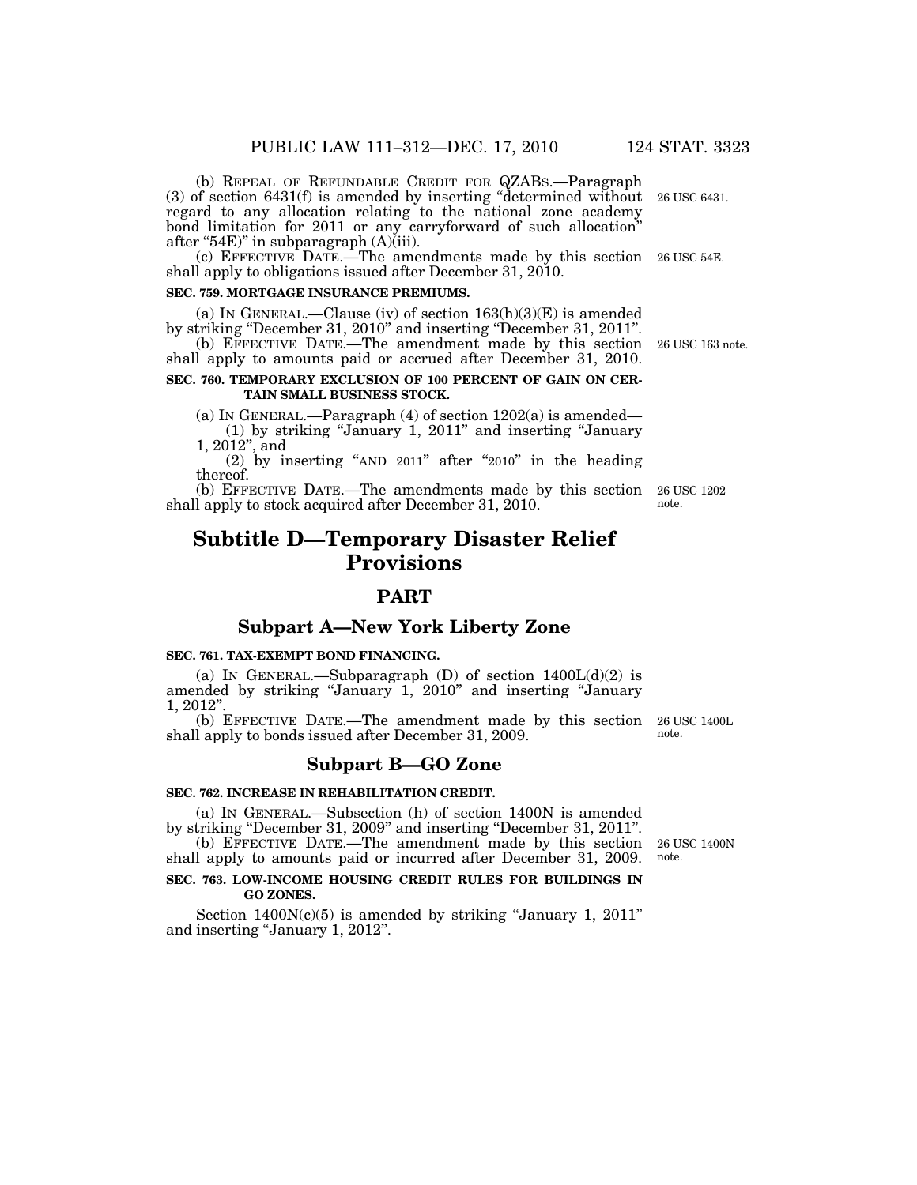(b) REPEAL OF REFUNDABLE CREDIT FOR QZABS.—Paragraph (3) of section 6431(f) is amended by inserting "determined without regard to any allocation relating to the national zone academy bond limitation for 2011 or any carryforward of such allocation" after "54E)" in subparagraph (A)(iii).

26 USC 6431.

(c) EFFECTIVE DATE.—The amendments made by this section shall apply to obligations issued after December 31, 2010.

26 USC 54E.

**SEC. 759. MORTGAGE INSURANCE PREMIUMS.**

(a) IN GENERAL.—Clause (iv) of section 163(h)(3)(E) is amended by striking "December 31, 2010" and inserting "December 31, 2011".

(b) EFFECTIVE DATE.—The amendment made by this section shall apply to amounts paid or accrued after December 31, 2010.

26 USC 163 note.

**SEC. 760. TEMPORARY EXCLUSION OF 100 PERCENT OF GAIN ON CERTAIN SMALL BUSINESS STOCK.**

(a) IN GENERAL.—Paragraph (4) of section 1202(a) is amended—

(1) by striking "January 1, 2011" and inserting "January 1, 2012", and

(2) by inserting "AND 2011" after "2010" in the heading thereof.

(b) EFFECTIVE DATE.—The amendments made by this section shall apply to stock acquired after December 31, 2010.

26 USC 1202 note.

# Subtitle D—Temporary Disaster Relief Provisions

## PART

### Subpart A—New York Liberty Zone

**SEC. 761. TAX-EXEMPT BOND FINANCING.**

(a) IN GENERAL.—Subparagraph (D) of section 1400L(d)(2) is amended by striking "January 1, 2010" and inserting "January 1, 2012".

(b) EFFECTIVE DATE.—The amendment made by this section shall apply to bonds issued after December 31, 2009.

26 USC 1400L note.

### Subpart B—GO Zone

**SEC. 762. INCREASE IN REHABILITATION CREDIT.**

(a) IN GENERAL.—Subsection (h) of section 1400N is amended by striking "December 31, 2009" and inserting "December 31, 2011".

(b) EFFECTIVE DATE.—The amendment made by this section shall apply to amounts paid or incurred after December 31, 2009.

26 USC 1400N note.

**SEC. 763. LOW-INCOME HOUSING CREDIT RULES FOR BUILDINGS IN GO ZONES.**

Section 1400N(c)(5) is amended by striking "January 1, 2011" and inserting "January 1, 2012".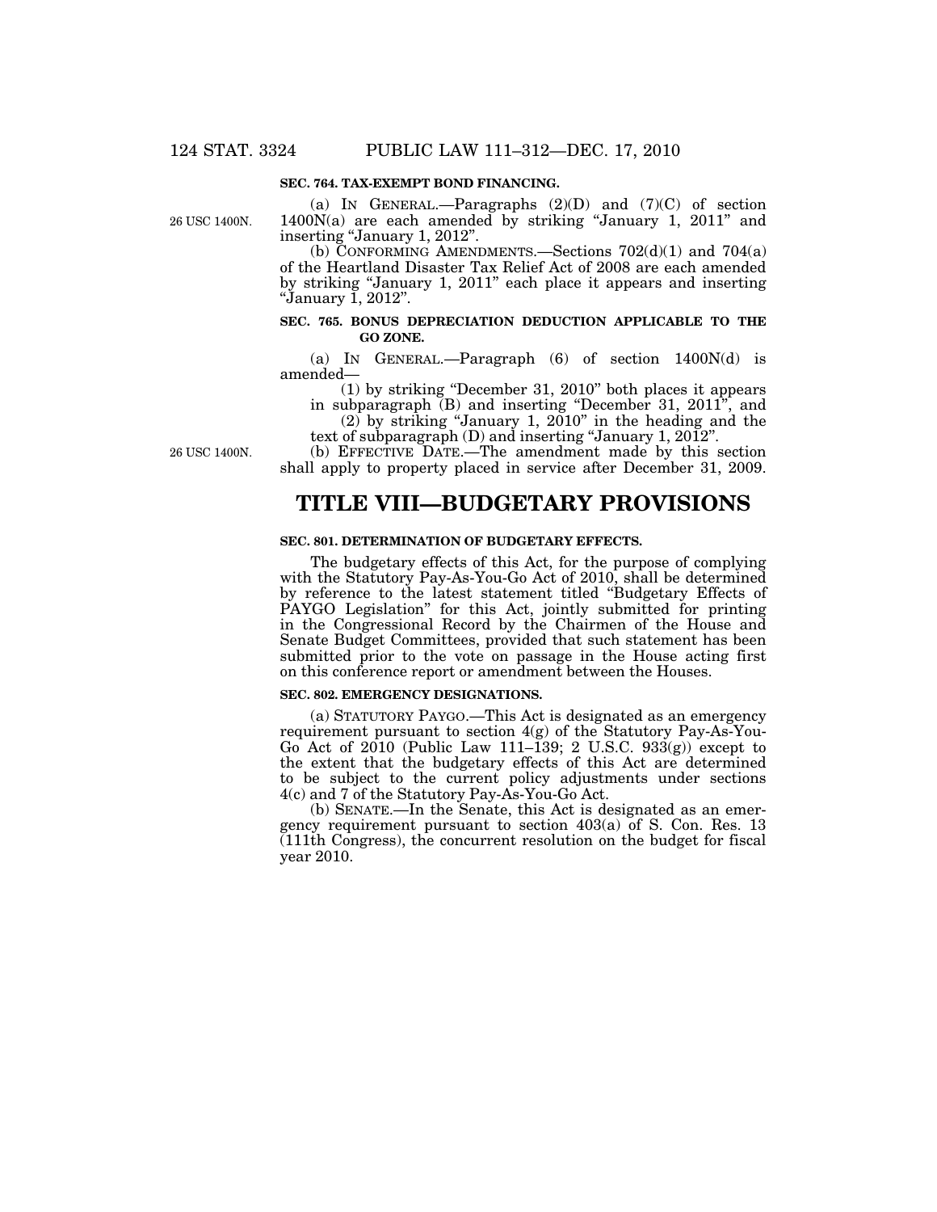**SEC. 764. TAX-EXEMPT BOND FINANCING.**

26 USC 1400N.

(a) IN GENERAL.—Paragraphs (2)(D) and (7)(C) of section 1400N(a) are each amended by striking "January 1, 2011" and inserting "January 1, 2012".

(b) CONFORMING AMENDMENTS.—Sections 702(d)(1) and 704(a) of the Heartland Disaster Tax Relief Act of 2008 are each amended by striking "January 1, 2011" each place it appears and inserting "January 1, 2012".

**SEC. 765. BONUS DEPRECIATION DEDUCTION APPLICABLE TO THE GO ZONE.**

(a) IN GENERAL.—Paragraph (6) of section 1400N(d) is amended—

(1) by striking "December 31, 2010" both places it appears in subparagraph (B) and inserting "December 31, 2011", and

(2) by striking "January 1, 2010" in the heading and the text of subparagraph (D) and inserting "January 1, 2012".

26 USC 1400N.

(b) EFFECTIVE DATE.—The amendment made by this section shall apply to property placed in service after December 31, 2009.

# TITLE VIII—BUDGETARY PROVISIONS

**SEC. 801. DETERMINATION OF BUDGETARY EFFECTS.**

The budgetary effects of this Act, for the purpose of complying with the Statutory Pay-As-You-Go Act of 2010, shall be determined by reference to the latest statement titled "Budgetary Effects of PAYGO Legislation" for this Act, jointly submitted for printing in the Congressional Record by the Chairmen of the House and Senate Budget Committees, provided that such statement has been submitted prior to the vote on passage in the House acting first on this conference report or amendment between the Houses.

**SEC. 802. EMERGENCY DESIGNATIONS.**

(a) STATUTORY PAYGO.—This Act is designated as an emergency requirement pursuant to section 4(g) of the Statutory Pay-As-You-Go Act of 2010 (Public Law 111–139; 2 U.S.C. 933(g)) except to the extent that the budgetary effects of this Act are determined to be subject to the current policy adjustments under sections 4(c) and 7 of the Statutory Pay-As-You-Go Act.

(b) SENATE.—In the Senate, this Act is designated as an emergency requirement pursuant to section 403(a) of S. Con. Res. 13 (111th Congress), the concurrent resolution on the budget for fiscal year 2010.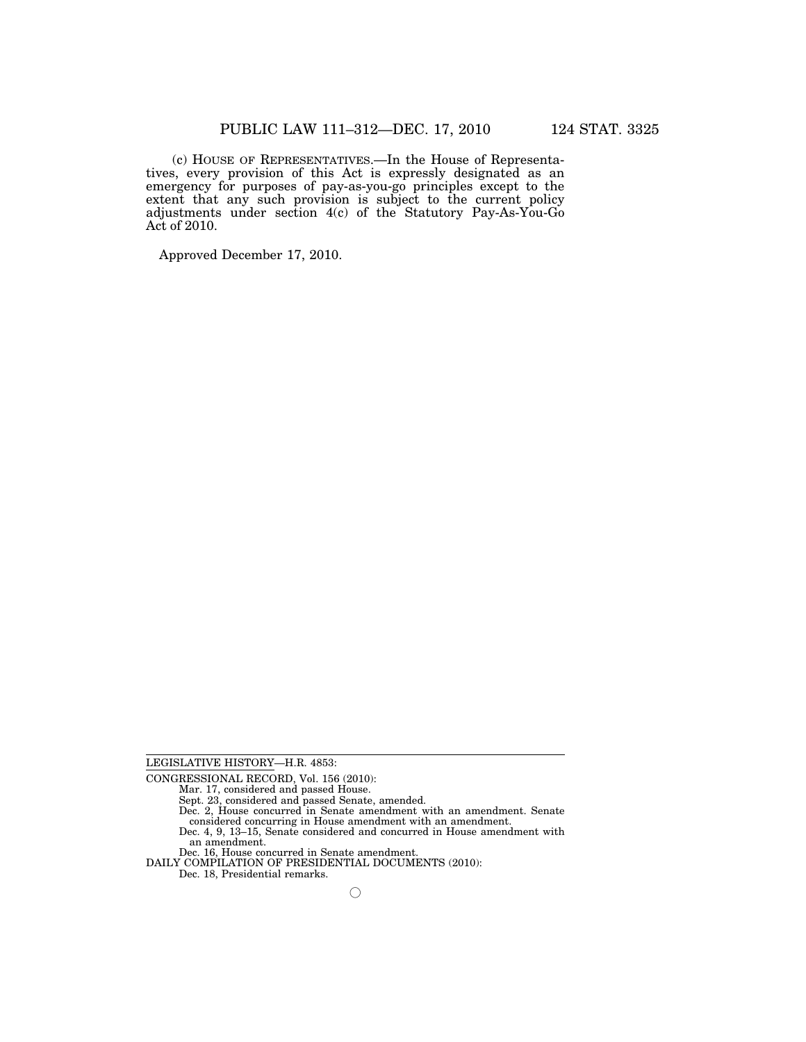(c) HOUSE OF REPRESENTATIVES.—In the House of Representatives, every provision of this Act is expressly designated as an emergency for purposes of pay-as-you-go principles except to the extent that any such provision is subject to the current policy adjustments under section 4(c) of the Statutory Pay-As-You-Go Act of 2010.

Approved December 17, 2010.

---

LEGISLATIVE HISTORY—H.R. 4853:

CONGRESSIONAL RECORD, Vol. 156 (2010):

- Mar. 17, considered and passed House.
- Sept. 23, considered and passed Senate, amended.
- Dec. 2, House concurred in Senate amendment with an amendment. Senate considered concurring in House amendment with an amendment.
- Dec. 4, 9, 13–15, Senate considered and concurred in House amendment with an amendment.
- Dec. 16, House concurred in Senate amendment.

DAILY COMPILATION OF PRESIDENTIAL DOCUMENTS (2010):

- Dec. 18, Presidential remarks.